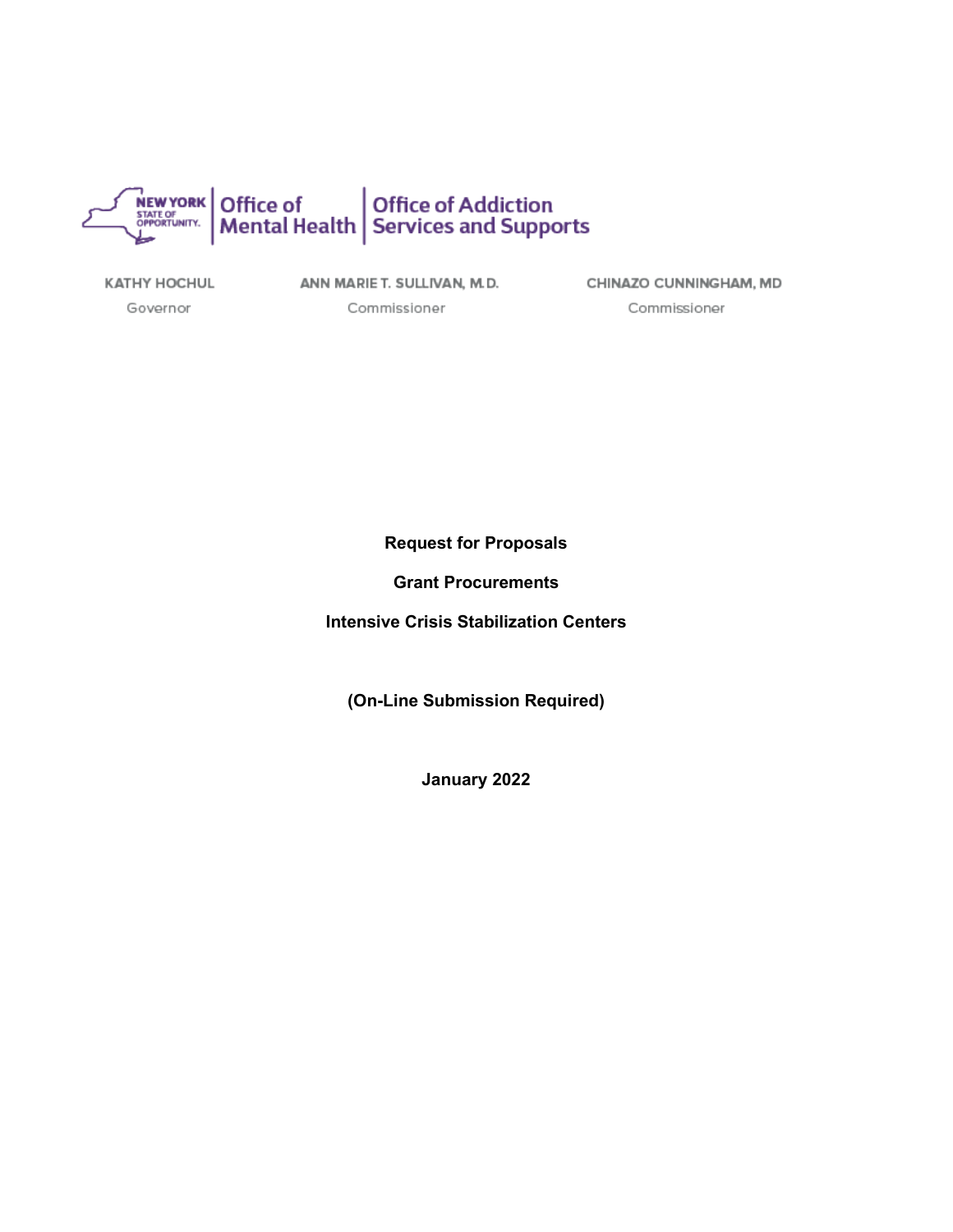NEW YORK STATE OF OPPORTUNITY. | Office of Mental Health | Office of Addiction Services and Supports

KATHY HOCHUL
Governor

ANN MARIE T. SULLIVAN, M.D.
Commissioner

CHINAZO CUNNINGHAM, MD
Commissioner

**Request for Proposals**

**Grant Procurements**

**Intensive Crisis Stabilization Centers**

**(On-Line Submission Required)**

**January 2022**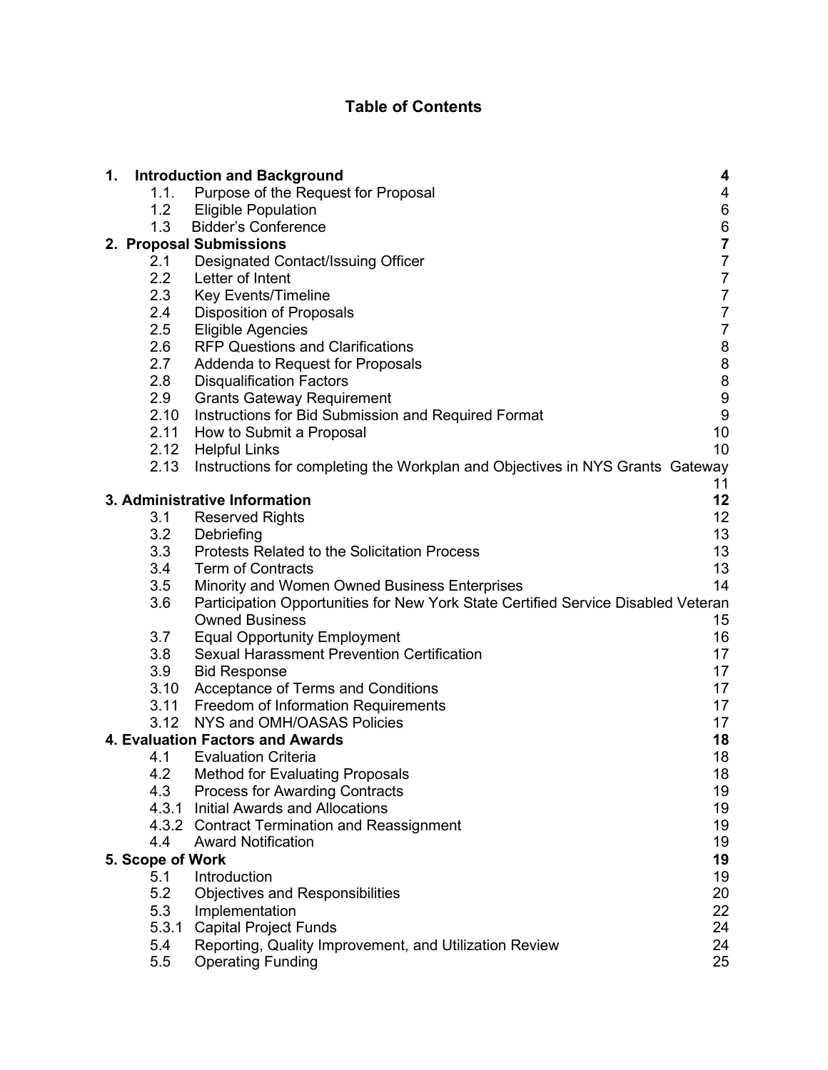# Table of Contents

| | | |
|---|---|---|
| **1.** | **Introduction and Background** | **4** |
| 1.1. | Purpose of the Request for Proposal | 4 |
| 1.2 | Eligible Population | 6 |
| 1.3 | Bidder's Conference | 6 |
| **2.** | **Proposal Submissions** | **7** |
| 2.1 | Designated Contact/Issuing Officer | 7 |
| 2.2 | Letter of Intent | 7 |
| 2.3 | Key Events/Timeline | 7 |
| 2.4 | Disposition of Proposals | 7 |
| 2.5 | Eligible Agencies | 7 |
| 2.6 | RFP Questions and Clarifications | 8 |
| 2.7 | Addenda to Request for Proposals | 8 |
| 2.8 | Disqualification Factors | 8 |
| 2.9 | Grants Gateway Requirement | 9 |
| 2.10 | Instructions for Bid Submission and Required Format | 9 |
| 2.11 | How to Submit a Proposal | 10 |
| 2.12 | Helpful Links | 10 |
| 2.13 | Instructions for completing the Workplan and Objectives in NYS Grants Gateway | 11 |
| **3.** | **Administrative Information** | **12** |
| 3.1 | Reserved Rights | 12 |
| 3.2 | Debriefing | 13 |
| 3.3 | Protests Related to the Solicitation Process | 13 |
| 3.4 | Term of Contracts | 13 |
| 3.5 | Minority and Women Owned Business Enterprises | 14 |
| 3.6 | Participation Opportunities for New York State Certified Service Disabled Veteran Owned Business | 15 |
| 3.7 | Equal Opportunity Employment | 16 |
| 3.8 | Sexual Harassment Prevention Certification | 17 |
| 3.9 | Bid Response | 17 |
| 3.10 | Acceptance of Terms and Conditions | 17 |
| 3.11 | Freedom of Information Requirements | 17 |
| 3.12 | NYS and OMH/OASAS Policies | 17 |
| **4.** | **Evaluation Factors and Awards** | **18** |
| 4.1 | Evaluation Criteria | 18 |
| 4.2 | Method for Evaluating Proposals | 18 |
| 4.3 | Process for Awarding Contracts | 19 |
| 4.3.1 | Initial Awards and Allocations | 19 |
| 4.3.2 | Contract Termination and Reassignment | 19 |
| 4.4 | Award Notification | 19 |
| **5.** | **Scope of Work** | **19** |
| 5.1 | Introduction | 19 |
| 5.2 | Objectives and Responsibilities | 20 |
| 5.3 | Implementation | 22 |
| 5.3.1 | Capital Project Funds | 24 |
| 5.4 | Reporting, Quality Improvement, and Utilization Review | 24 |
| 5.5 | Operating Funding | 25 |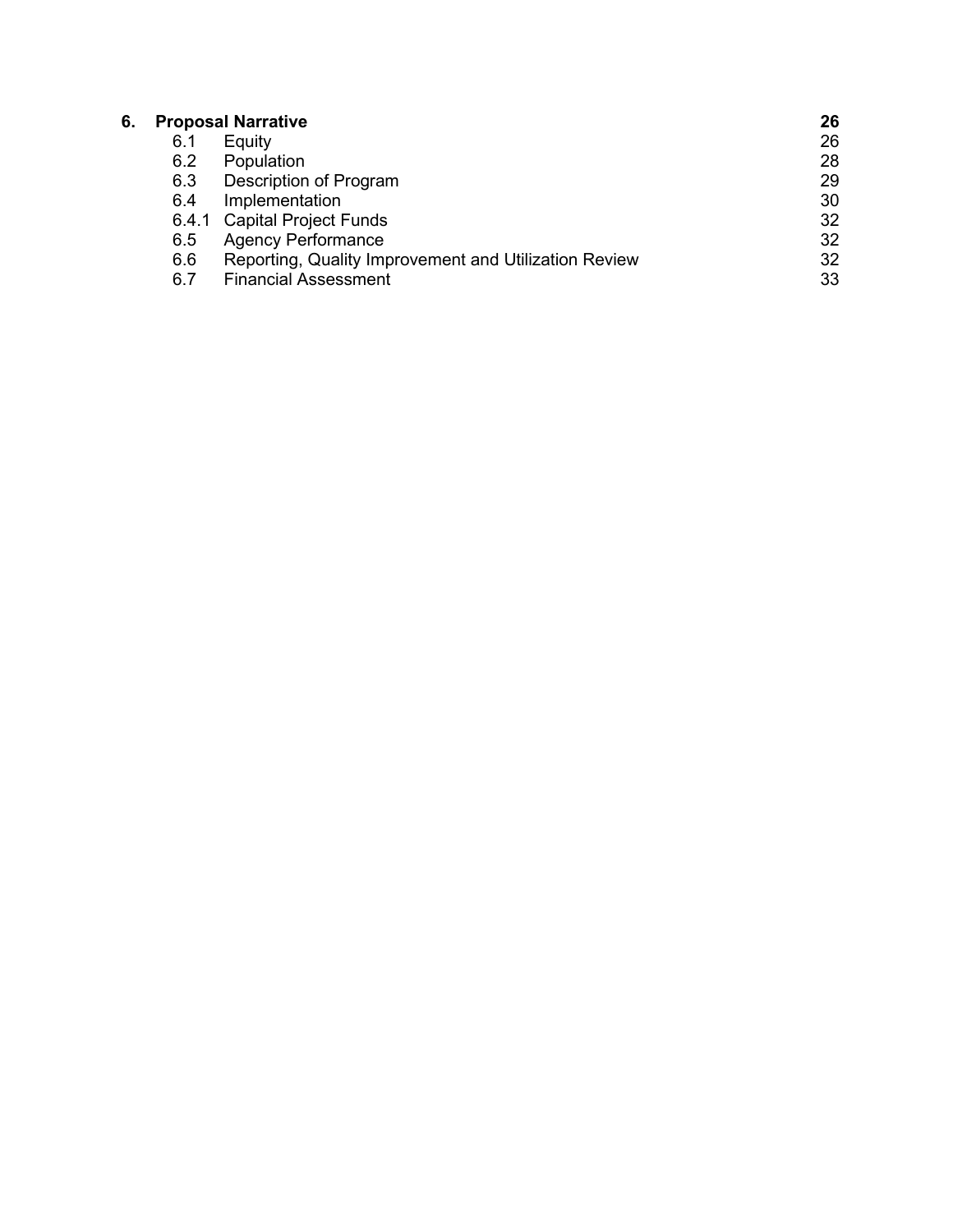| | | |
|---|---|---|
| **6.** | **Proposal Narrative** | **26** |
| 6.1 | Equity | 26 |
| 6.2 | Population | 28 |
| 6.3 | Description of Program | 29 |
| 6.4 | Implementation | 30 |
| 6.4.1 | Capital Project Funds | 32 |
| 6.5 | Agency Performance | 32 |
| 6.6 | Reporting, Quality Improvement and Utilization Review | 32 |
| 6.7 | Financial Assessment | 33 |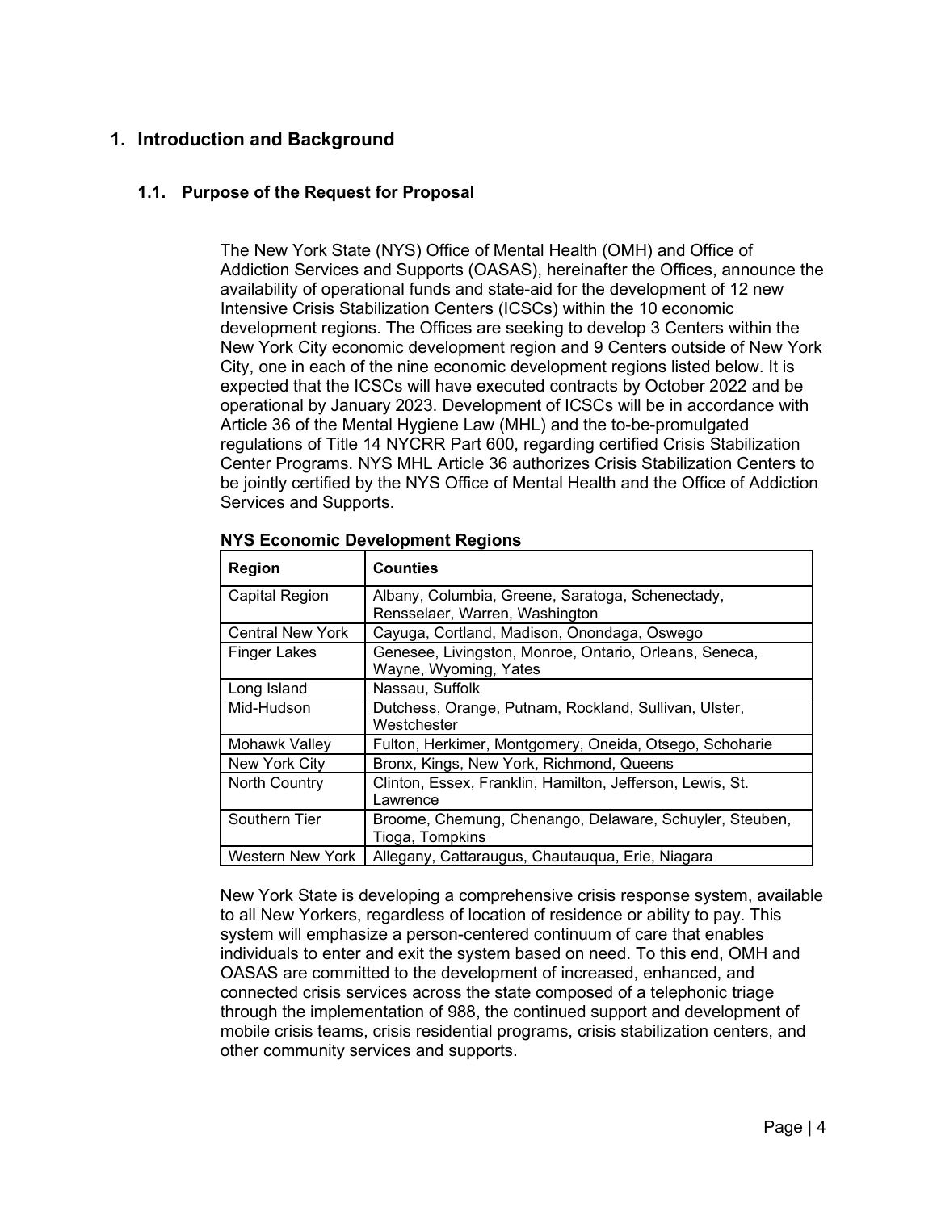# 1. Introduction and Background

## 1.1. Purpose of the Request for Proposal

The New York State (NYS) Office of Mental Health (OMH) and Office of Addiction Services and Supports (OASAS), hereinafter the Offices, announce the availability of operational funds and state-aid for the development of 12 new Intensive Crisis Stabilization Centers (ICSCs) within the 10 economic development regions. The Offices are seeking to develop 3 Centers within the New York City economic development region and 9 Centers outside of New York City, one in each of the nine economic development regions listed below. It is expected that the ICSCs will have executed contracts by October 2022 and be operational by January 2023. Development of ICSCs will be in accordance with Article 36 of the Mental Hygiene Law (MHL) and the to-be-promulgated regulations of Title 14 NYCRR Part 600, regarding certified Crisis Stabilization Center Programs. NYS MHL Article 36 authorizes Crisis Stabilization Centers to be jointly certified by the NYS Office of Mental Health and the Office of Addiction Services and Supports.

**NYS Economic Development Regions**

| Region | Counties |
|---|---|
| Capital Region | Albany, Columbia, Greene, Saratoga, Schenectady, Rensselaer, Warren, Washington |
| Central New York | Cayuga, Cortland, Madison, Onondaga, Oswego |
| Finger Lakes | Genesee, Livingston, Monroe, Ontario, Orleans, Seneca, Wayne, Wyoming, Yates |
| Long Island | Nassau, Suffolk |
| Mid-Hudson | Dutchess, Orange, Putnam, Rockland, Sullivan, Ulster, Westchester |
| Mohawk Valley | Fulton, Herkimer, Montgomery, Oneida, Otsego, Schoharie |
| New York City | Bronx, Kings, New York, Richmond, Queens |
| North Country | Clinton, Essex, Franklin, Hamilton, Jefferson, Lewis, St. Lawrence |
| Southern Tier | Broome, Chemung, Chenango, Delaware, Schuyler, Steuben, Tioga, Tompkins |
| Western New York | Allegany, Cattaraugus, Chautauqua, Erie, Niagara |

New York State is developing a comprehensive crisis response system, available to all New Yorkers, regardless of location of residence or ability to pay. This system will emphasize a person-centered continuum of care that enables individuals to enter and exit the system based on need. To this end, OMH and OASAS are committed to the development of increased, enhanced, and connected crisis services across the state composed of a telephonic triage through the implementation of 988, the continued support and development of mobile crisis teams, crisis residential programs, crisis stabilization centers, and other community services and supports.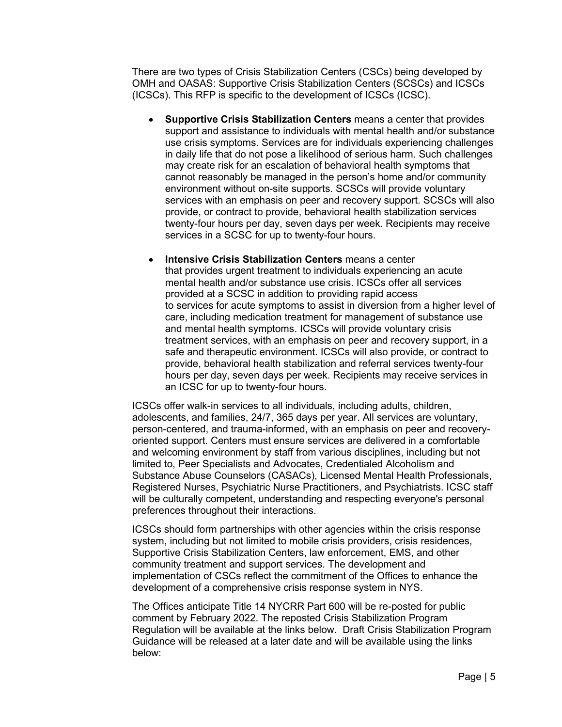There are two types of Crisis Stabilization Centers (CSCs) being developed by OMH and OASAS: Supportive Crisis Stabilization Centers (SCSCs) and ICSCs (ICSCs). This RFP is specific to the development of ICSCs (ICSC).

- **Supportive Crisis Stabilization Centers** means a center that provides support and assistance to individuals with mental health and/or substance use crisis symptoms. Services are for individuals experiencing challenges in daily life that do not pose a likelihood of serious harm. Such challenges may create risk for an escalation of behavioral health symptoms that cannot reasonably be managed in the person's home and/or community environment without on-site supports. SCSCs will provide voluntary services with an emphasis on peer and recovery support. SCSCs will also provide, or contract to provide, behavioral health stabilization services twenty-four hours per day, seven days per week. Recipients may receive services in a SCSC for up to twenty-four hours.
- **Intensive Crisis Stabilization Centers** means a center that provides urgent treatment to individuals experiencing an acute mental health and/or substance use crisis. ICSCs offer all services provided at a SCSC in addition to providing rapid access to services for acute symptoms to assist in diversion from a higher level of care, including medication treatment for management of substance use and mental health symptoms. ICSCs will provide voluntary crisis treatment services, with an emphasis on peer and recovery support, in a safe and therapeutic environment. ICSCs will also provide, or contract to provide, behavioral health stabilization and referral services twenty-four hours per day, seven days per week. Recipients may receive services in an ICSC for up to twenty-four hours.

ICSCs offer walk-in services to all individuals, including adults, children, adolescents, and families, 24/7, 365 days per year. All services are voluntary, person-centered, and trauma-informed, with an emphasis on peer and recovery-oriented support. Centers must ensure services are delivered in a comfortable and welcoming environment by staff from various disciplines, including but not limited to, Peer Specialists and Advocates, Credentialed Alcoholism and Substance Abuse Counselors (CASACs), Licensed Mental Health Professionals, Registered Nurses, Psychiatric Nurse Practitioners, and Psychiatrists. ICSC staff will be culturally competent, understanding and respecting everyone's personal preferences throughout their interactions.

ICSCs should form partnerships with other agencies within the crisis response system, including but not limited to mobile crisis providers, crisis residences, Supportive Crisis Stabilization Centers, law enforcement, EMS, and other community treatment and support services. The development and implementation of CSCs reflect the commitment of the Offices to enhance the development of a comprehensive crisis response system in NYS.

The Offices anticipate Title 14 NYCRR Part 600 will be re-posted for public comment by February 2022. The reposted Crisis Stabilization Program Regulation will be available at the links below. Draft Crisis Stabilization Program Guidance will be released at a later date and will be available using the links below: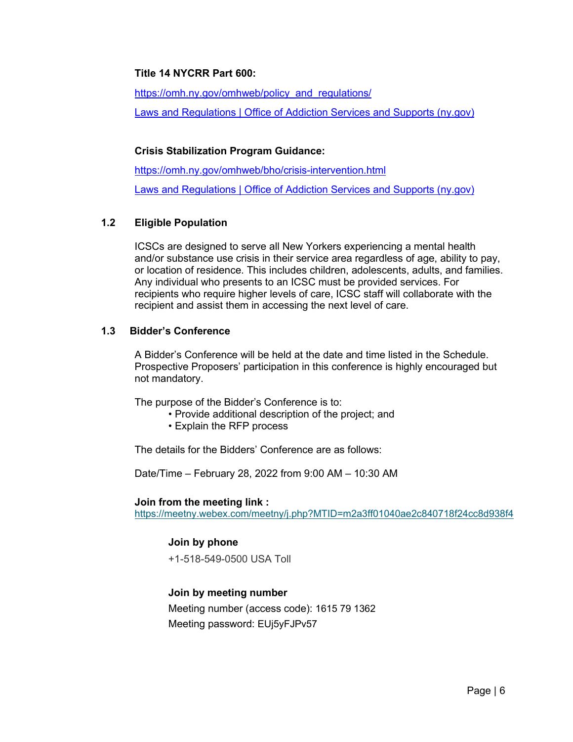**Title 14 NYCRR Part 600:**

https://omh.ny.gov/omhweb/policy_and_regulations/

Laws and Regulations | Office of Addiction Services and Supports (ny.gov)

**Crisis Stabilization Program Guidance:**

https://omh.ny.gov/omhweb/bho/crisis-intervention.html

Laws and Regulations | Office of Addiction Services and Supports (ny.gov)

## 1.2 Eligible Population

ICSCs are designed to serve all New Yorkers experiencing a mental health and/or substance use crisis in their service area regardless of age, ability to pay, or location of residence. This includes children, adolescents, adults, and families. Any individual who presents to an ICSC must be provided services. For recipients who require higher levels of care, ICSC staff will collaborate with the recipient and assist them in accessing the next level of care.

## 1.3 Bidder's Conference

A Bidder's Conference will be held at the date and time listed in the Schedule. Prospective Proposers' participation in this conference is highly encouraged but not mandatory.

The purpose of the Bidder's Conference is to:

- Provide additional description of the project; and
- Explain the RFP process

The details for the Bidders' Conference are as follows:

Date/Time – February 28, 2022 from 9:00 AM – 10:30 AM

**Join from the meeting link :**
https://meetny.webex.com/meetny/j.php?MTID=m2a3ff01040ae2c840718f24cc8d938f4

**Join by phone**

+1-518-549-0500 USA Toll

**Join by meeting number**

Meeting number (access code): 1615 79 1362
Meeting password: EUj5yFJPv57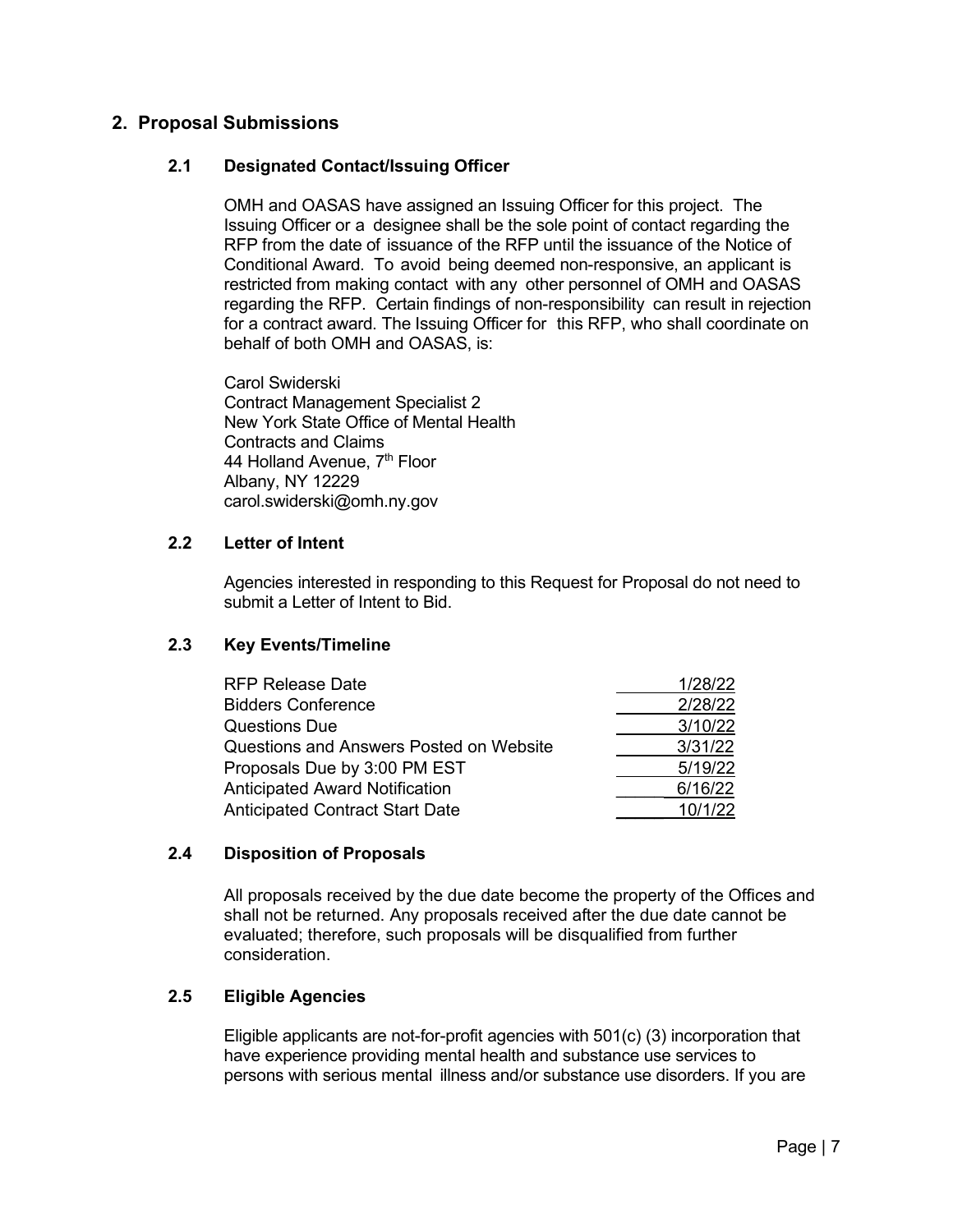## 2. Proposal Submissions

### 2.1 Designated Contact/Issuing Officer

OMH and OASAS have assigned an Issuing Officer for this project. The Issuing Officer or a designee shall be the sole point of contact regarding the RFP from the date of issuance of the RFP until the issuance of the Notice of Conditional Award. To avoid being deemed non-responsive, an applicant is restricted from making contact with any other personnel of OMH and OASAS regarding the RFP. Certain findings of non-responsibility can result in rejection for a contract award. The Issuing Officer for this RFP, who shall coordinate on behalf of both OMH and OASAS, is:

Carol Swiderski
Contract Management Specialist 2
New York State Office of Mental Health
Contracts and Claims
44 Holland Avenue, 7th Floor
Albany, NY 12229
carol.swiderski@omh.ny.gov

### 2.2 Letter of Intent

Agencies interested in responding to this Request for Proposal do not need to submit a Letter of Intent to Bid.

### 2.3 Key Events/Timeline

| Event | Date |
|---|---|
| RFP Release Date | 1/28/22 |
| Bidders Conference | 2/28/22 |
| Questions Due | 3/10/22 |
| Questions and Answers Posted on Website | 3/31/22 |
| Proposals Due by 3:00 PM EST | 5/19/22 |
| Anticipated Award Notification | 6/16/22 |
| Anticipated Contract Start Date | 10/1/22 |

### 2.4 Disposition of Proposals

All proposals received by the due date become the property of the Offices and shall not be returned. Any proposals received after the due date cannot be evaluated; therefore, such proposals will be disqualified from further consideration.

### 2.5 Eligible Agencies

Eligible applicants are not-for-profit agencies with 501(c) (3) incorporation that have experience providing mental health and substance use services to persons with serious mental illness and/or substance use disorders. If you are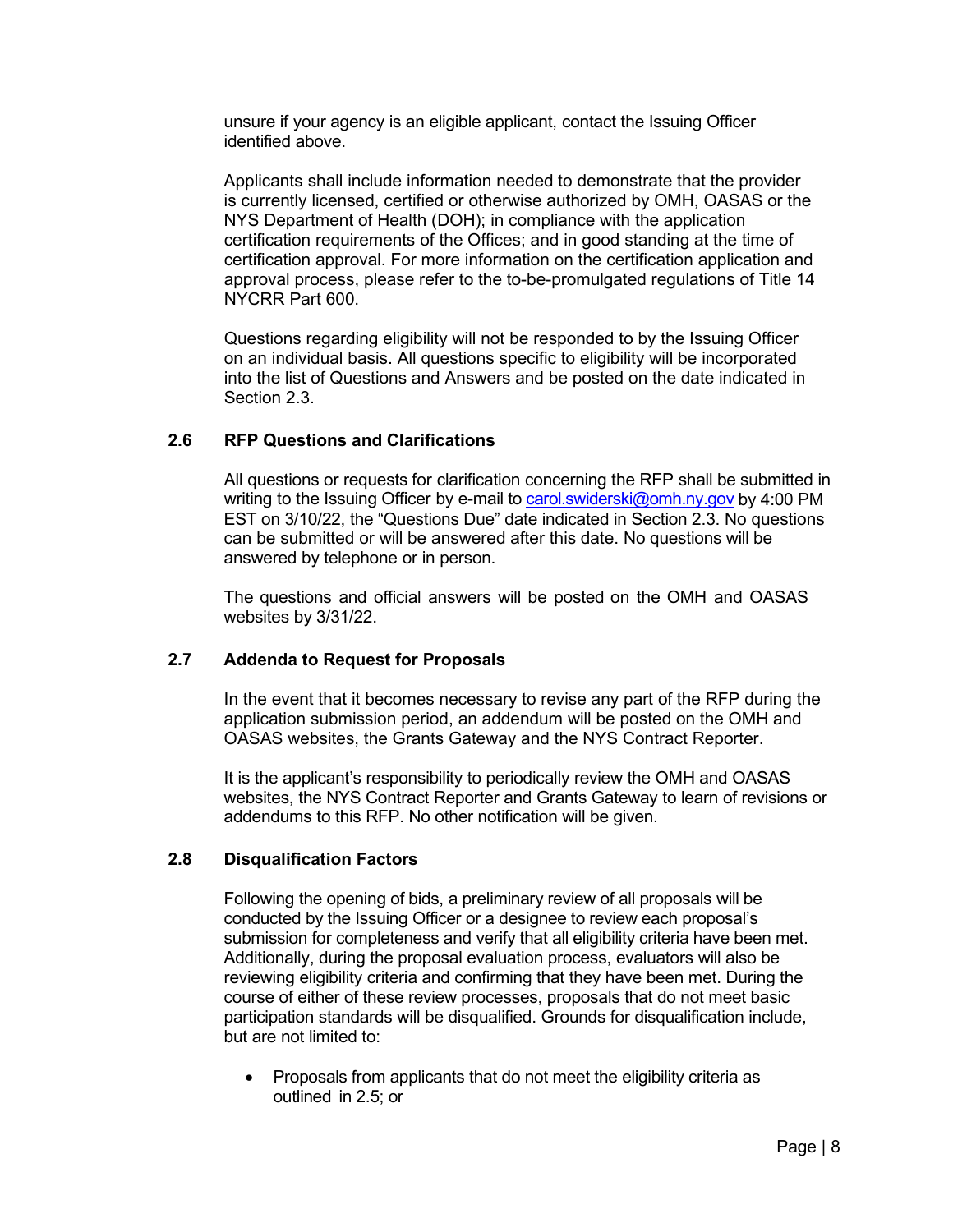unsure if your agency is an eligible applicant, contact the Issuing Officer identified above.

Applicants shall include information needed to demonstrate that the provider is currently licensed, certified or otherwise authorized by OMH, OASAS or the NYS Department of Health (DOH); in compliance with the application certification requirements of the Offices; and in good standing at the time of certification approval. For more information on the certification application and approval process, please refer to the to-be-promulgated regulations of Title 14 NYCRR Part 600.

Questions regarding eligibility will not be responded to by the Issuing Officer on an individual basis. All questions specific to eligibility will be incorporated into the list of Questions and Answers and be posted on the date indicated in Section 2.3.

### 2.6 RFP Questions and Clarifications

All questions or requests for clarification concerning the RFP shall be submitted in writing to the Issuing Officer by e-mail to carol.swiderski@omh.ny.gov by 4:00 PM EST on 3/10/22, the "Questions Due" date indicated in Section 2.3. No questions can be submitted or will be answered after this date. No questions will be answered by telephone or in person.

The questions and official answers will be posted on the OMH and OASAS websites by 3/31/22.

### 2.7 Addenda to Request for Proposals

In the event that it becomes necessary to revise any part of the RFP during the application submission period, an addendum will be posted on the OMH and OASAS websites, the Grants Gateway and the NYS Contract Reporter.

It is the applicant's responsibility to periodically review the OMH and OASAS websites, the NYS Contract Reporter and Grants Gateway to learn of revisions or addendums to this RFP. No other notification will be given.

### 2.8 Disqualification Factors

Following the opening of bids, a preliminary review of all proposals will be conducted by the Issuing Officer or a designee to review each proposal's submission for completeness and verify that all eligibility criteria have been met. Additionally, during the proposal evaluation process, evaluators will also be reviewing eligibility criteria and confirming that they have been met. During the course of either of these review processes, proposals that do not meet basic participation standards will be disqualified. Grounds for disqualification include, but are not limited to:

- Proposals from applicants that do not meet the eligibility criteria as outlined in 2.5; or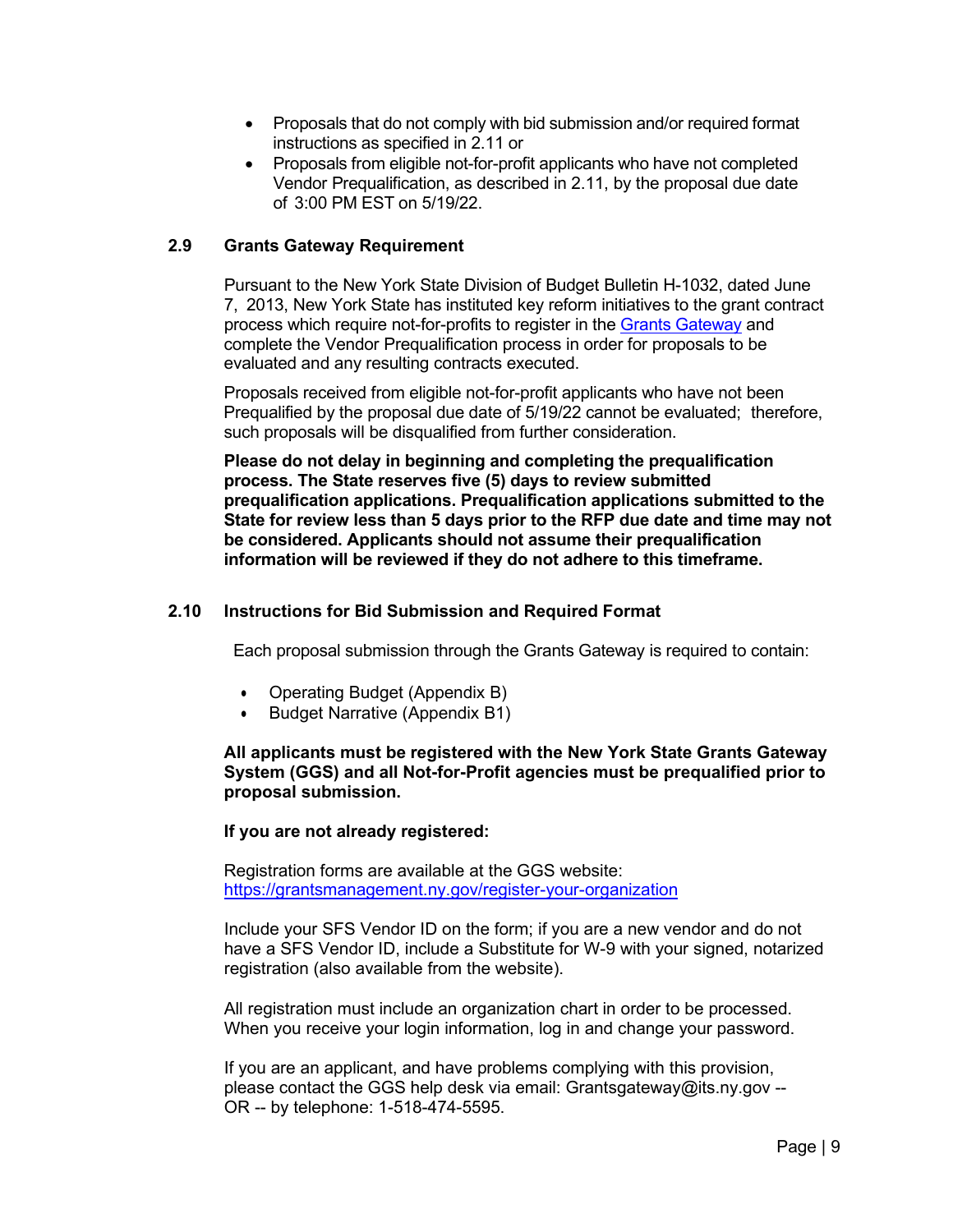- Proposals that do not comply with bid submission and/or required format instructions as specified in 2.11 or
- Proposals from eligible not-for-profit applicants who have not completed Vendor Prequalification, as described in 2.11, by the proposal due date of 3:00 PM EST on 5/19/22.

## 2.9 Grants Gateway Requirement

Pursuant to the New York State Division of Budget Bulletin H-1032, dated June 7, 2013, New York State has instituted key reform initiatives to the grant contract process which require not-for-profits to register in the Grants Gateway and complete the Vendor Prequalification process in order for proposals to be evaluated and any resulting contracts executed.

Proposals received from eligible not-for-profit applicants who have not been Prequalified by the proposal due date of 5/19/22 cannot be evaluated; therefore, such proposals will be disqualified from further consideration.

**Please do not delay in beginning and completing the prequalification process. The State reserves five (5) days to review submitted prequalification applications. Prequalification applications submitted to the State for review less than 5 days prior to the RFP due date and time may not be considered. Applicants should not assume their prequalification information will be reviewed if they do not adhere to this timeframe.**

## 2.10 Instructions for Bid Submission and Required Format

Each proposal submission through the Grants Gateway is required to contain:

- Operating Budget (Appendix B)
- Budget Narrative (Appendix B1)

**All applicants must be registered with the New York State Grants Gateway System (GGS) and all Not-for-Profit agencies must be prequalified prior to proposal submission.**

**If you are not already registered:**

Registration forms are available at the GGS website: https://grantsmanagement.ny.gov/register-your-organization

Include your SFS Vendor ID on the form; if you are a new vendor and do not have a SFS Vendor ID, include a Substitute for W-9 with your signed, notarized registration (also available from the website).

All registration must include an organization chart in order to be processed. When you receive your login information, log in and change your password.

If you are an applicant, and have problems complying with this provision, please contact the GGS help desk via email: Grantsgateway@its.ny.gov -- OR -- by telephone: 1-518-474-5595.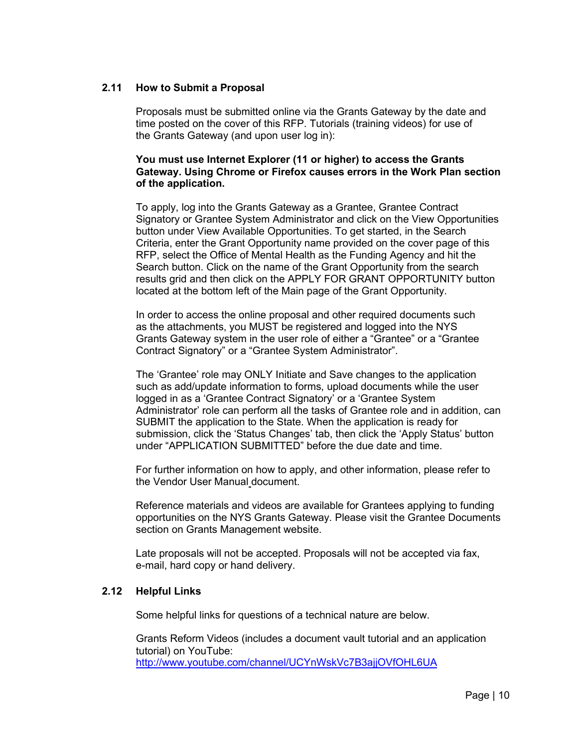## 2.11 How to Submit a Proposal

Proposals must be submitted online via the Grants Gateway by the date and time posted on the cover of this RFP. Tutorials (training videos) for use of the Grants Gateway (and upon user log in):

**You must use Internet Explorer (11 or higher) to access the Grants Gateway. Using Chrome or Firefox causes errors in the Work Plan section of the application.**

To apply, log into the Grants Gateway as a Grantee, Grantee Contract Signatory or Grantee System Administrator and click on the View Opportunities button under View Available Opportunities. To get started, in the Search Criteria, enter the Grant Opportunity name provided on the cover page of this RFP, select the Office of Mental Health as the Funding Agency and hit the Search button. Click on the name of the Grant Opportunity from the search results grid and then click on the APPLY FOR GRANT OPPORTUNITY button located at the bottom left of the Main page of the Grant Opportunity.

In order to access the online proposal and other required documents such as the attachments, you MUST be registered and logged into the NYS Grants Gateway system in the user role of either a "Grantee" or a "Grantee Contract Signatory" or a "Grantee System Administrator".

The 'Grantee' role may ONLY Initiate and Save changes to the application such as add/update information to forms, upload documents while the user logged in as a 'Grantee Contract Signatory' or a 'Grantee System Administrator' role can perform all the tasks of Grantee role and in addition, can SUBMIT the application to the State. When the application is ready for submission, click the 'Status Changes' tab, then click the 'Apply Status' button under "APPLICATION SUBMITTED" before the due date and time.

For further information on how to apply, and other information, please refer to the Vendor User Manual document.

Reference materials and videos are available for Grantees applying to funding opportunities on the NYS Grants Gateway. Please visit the Grantee Documents section on Grants Management website.

Late proposals will not be accepted. Proposals will not be accepted via fax, e-mail, hard copy or hand delivery.

## 2.12 Helpful Links

Some helpful links for questions of a technical nature are below.

Grants Reform Videos (includes a document vault tutorial and an application tutorial) on YouTube:
http://www.youtube.com/channel/UCYnWskVc7B3ajjOVfOHL6UA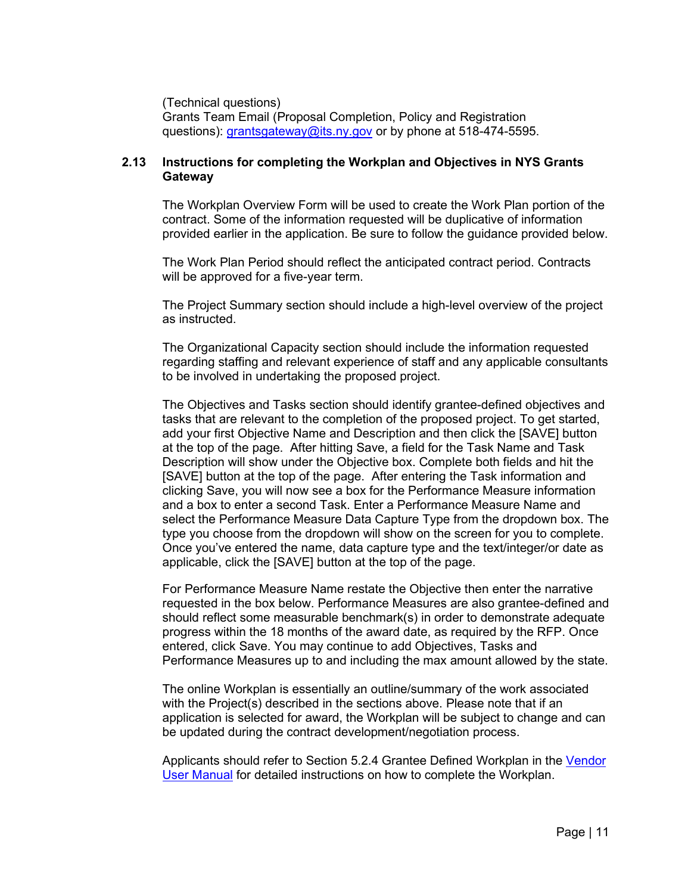(Technical questions)
Grants Team Email (Proposal Completion, Policy and Registration questions): [grantsgateway@its.ny.gov](mailto:grantsgateway@its.ny.gov) or by phone at 518-474-5595.

### 2.13 Instructions for completing the Workplan and Objectives in NYS Grants Gateway

The Workplan Overview Form will be used to create the Work Plan portion of the contract. Some of the information requested will be duplicative of information provided earlier in the application. Be sure to follow the guidance provided below.

The Work Plan Period should reflect the anticipated contract period. Contracts will be approved for a five-year term.

The Project Summary section should include a high-level overview of the project as instructed.

The Organizational Capacity section should include the information requested regarding staffing and relevant experience of staff and any applicable consultants to be involved in undertaking the proposed project.

The Objectives and Tasks section should identify grantee-defined objectives and tasks that are relevant to the completion of the proposed project. To get started, add your first Objective Name and Description and then click the [SAVE] button at the top of the page. After hitting Save, a field for the Task Name and Task Description will show under the Objective box. Complete both fields and hit the [SAVE] button at the top of the page. After entering the Task information and clicking Save, you will now see a box for the Performance Measure information and a box to enter a second Task. Enter a Performance Measure Name and select the Performance Measure Data Capture Type from the dropdown box. The type you choose from the dropdown will show on the screen for you to complete. Once you've entered the name, data capture type and the text/integer/or date as applicable, click the [SAVE] button at the top of the page.

For Performance Measure Name restate the Objective then enter the narrative requested in the box below. Performance Measures are also grantee-defined and should reflect some measurable benchmark(s) in order to demonstrate adequate progress within the 18 months of the award date, as required by the RFP. Once entered, click Save. You may continue to add Objectives, Tasks and Performance Measures up to and including the max amount allowed by the state.

The online Workplan is essentially an outline/summary of the work associated with the Project(s) described in the sections above. Please note that if an application is selected for award, the Workplan will be subject to change and can be updated during the contract development/negotiation process.

Applicants should refer to Section 5.2.4 Grantee Defined Workplan in the Vendor User Manual for detailed instructions on how to complete the Workplan.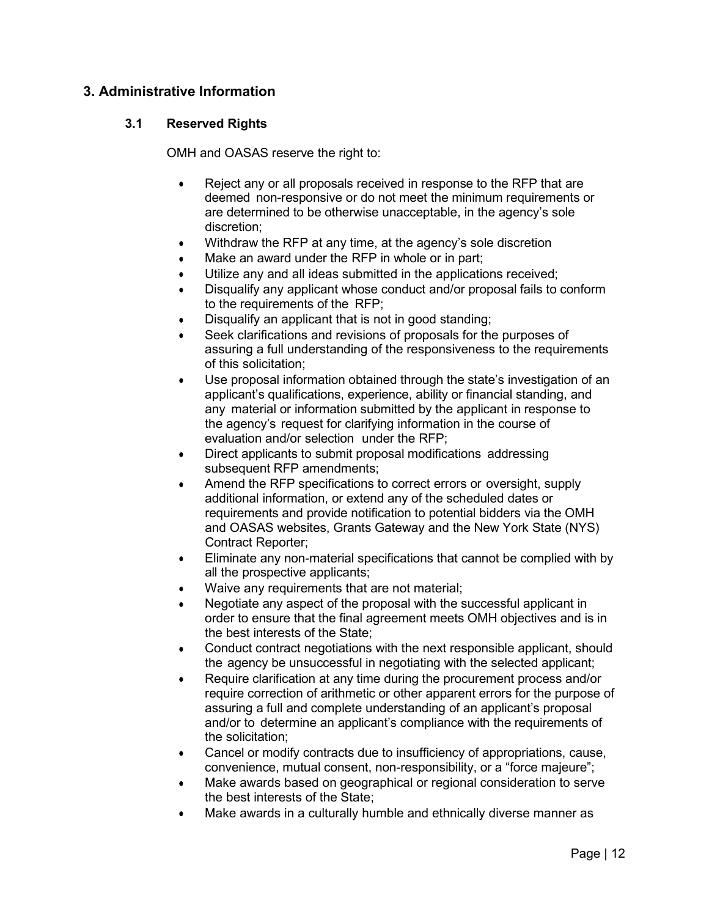## 3. Administrative Information

### 3.1 Reserved Rights

OMH and OASAS reserve the right to:

- Reject any or all proposals received in response to the RFP that are deemed non-responsive or do not meet the minimum requirements or are determined to be otherwise unacceptable, in the agency's sole discretion;
- Withdraw the RFP at any time, at the agency's sole discretion
- Make an award under the RFP in whole or in part;
- Utilize any and all ideas submitted in the applications received;
- Disqualify any applicant whose conduct and/or proposal fails to conform to the requirements of the RFP;
- Disqualify an applicant that is not in good standing;
- Seek clarifications and revisions of proposals for the purposes of assuring a full understanding of the responsiveness to the requirements of this solicitation;
- Use proposal information obtained through the state's investigation of an applicant's qualifications, experience, ability or financial standing, and any material or information submitted by the applicant in response to the agency's request for clarifying information in the course of evaluation and/or selection under the RFP;
- Direct applicants to submit proposal modifications addressing subsequent RFP amendments;
- Amend the RFP specifications to correct errors or oversight, supply additional information, or extend any of the scheduled dates or requirements and provide notification to potential bidders via the OMH and OASAS websites, Grants Gateway and the New York State (NYS) Contract Reporter;
- Eliminate any non-material specifications that cannot be complied with by all the prospective applicants;
- Waive any requirements that are not material;
- Negotiate any aspect of the proposal with the successful applicant in order to ensure that the final agreement meets OMH objectives and is in the best interests of the State;
- Conduct contract negotiations with the next responsible applicant, should the agency be unsuccessful in negotiating with the selected applicant;
- Require clarification at any time during the procurement process and/or require correction of arithmetic or other apparent errors for the purpose of assuring a full and complete understanding of an applicant's proposal and/or to determine an applicant's compliance with the requirements of the solicitation;
- Cancel or modify contracts due to insufficiency of appropriations, cause, convenience, mutual consent, non-responsibility, or a "force majeure";
- Make awards based on geographical or regional consideration to serve the best interests of the State;
- Make awards in a culturally humble and ethnically diverse manner as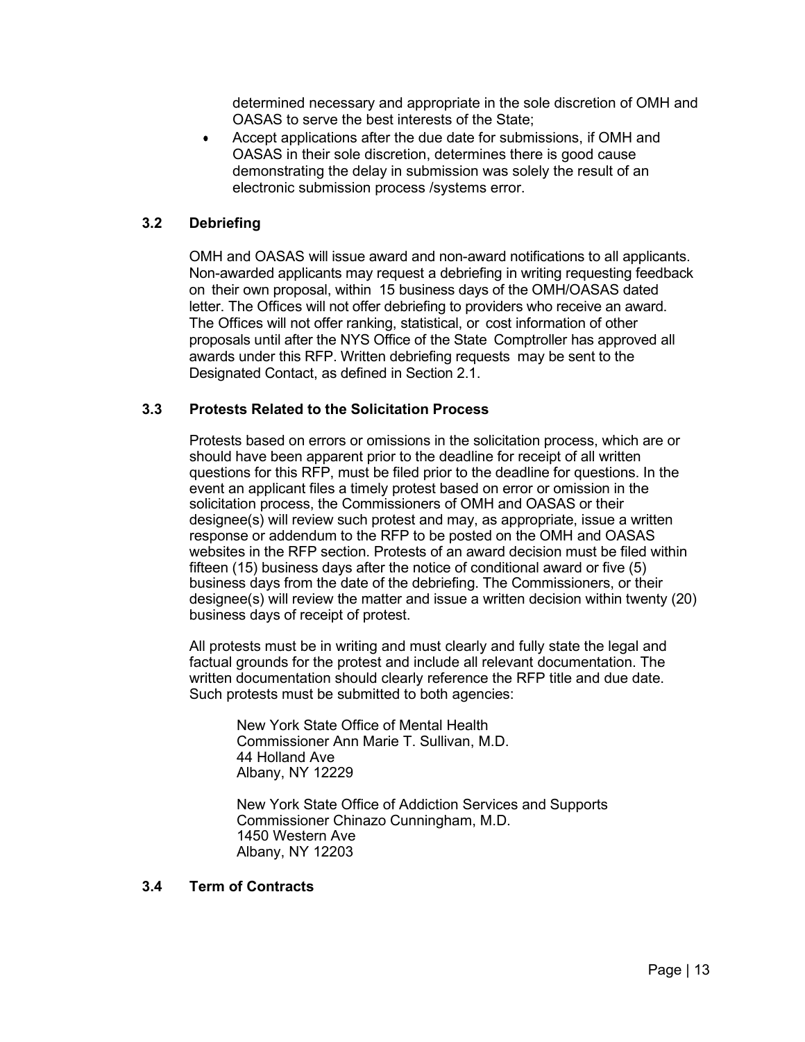determined necessary and appropriate in the sole discretion of OMH and OASAS to serve the best interests of the State;

- Accept applications after the due date for submissions, if OMH and OASAS in their sole discretion, determines there is good cause demonstrating the delay in submission was solely the result of an electronic submission process /systems error.

### 3.2 Debriefing

OMH and OASAS will issue award and non-award notifications to all applicants. Non-awarded applicants may request a debriefing in writing requesting feedback on their own proposal, within 15 business days of the OMH/OASAS dated letter. The Offices will not offer debriefing to providers who receive an award. The Offices will not offer ranking, statistical, or cost information of other proposals until after the NYS Office of the State Comptroller has approved all awards under this RFP. Written debriefing requests may be sent to the Designated Contact, as defined in Section 2.1.

### 3.3 Protests Related to the Solicitation Process

Protests based on errors or omissions in the solicitation process, which are or should have been apparent prior to the deadline for receipt of all written questions for this RFP, must be filed prior to the deadline for questions. In the event an applicant files a timely protest based on error or omission in the solicitation process, the Commissioners of OMH and OASAS or their designee(s) will review such protest and may, as appropriate, issue a written response or addendum to the RFP to be posted on the OMH and OASAS websites in the RFP section. Protests of an award decision must be filed within fifteen (15) business days after the notice of conditional award or five (5) business days from the date of the debriefing. The Commissioners, or their designee(s) will review the matter and issue a written decision within twenty (20) business days of receipt of protest.

All protests must be in writing and must clearly and fully state the legal and factual grounds for the protest and include all relevant documentation. The written documentation should clearly reference the RFP title and due date. Such protests must be submitted to both agencies:

New York State Office of Mental Health
Commissioner Ann Marie T. Sullivan, M.D.
44 Holland Ave
Albany, NY 12229

New York State Office of Addiction Services and Supports
Commissioner Chinazo Cunningham, M.D.
1450 Western Ave
Albany, NY 12203

### 3.4 Term of Contracts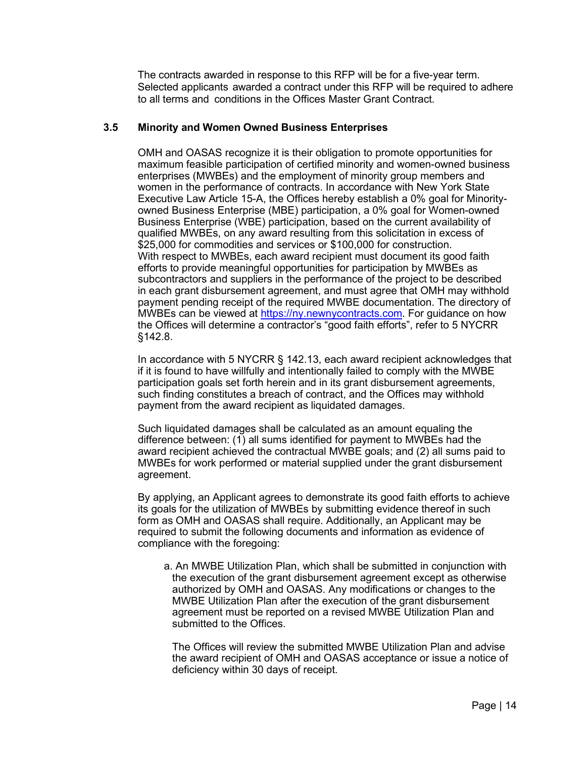The contracts awarded in response to this RFP will be for a five-year term. Selected applicants awarded a contract under this RFP will be required to adhere to all terms and conditions in the Offices Master Grant Contract.

### 3.5 Minority and Women Owned Business Enterprises

OMH and OASAS recognize it is their obligation to promote opportunities for maximum feasible participation of certified minority and women-owned business enterprises (MWBEs) and the employment of minority group members and women in the performance of contracts. In accordance with New York State Executive Law Article 15-A, the Offices hereby establish a 0% goal for Minority-owned Business Enterprise (MBE) participation, a 0% goal for Women-owned Business Enterprise (WBE) participation, based on the current availability of qualified MWBEs, on any award resulting from this solicitation in excess of $25,000 for commodities and services or $100,000 for construction.
With respect to MWBEs, each award recipient must document its good faith efforts to provide meaningful opportunities for participation by MWBEs as subcontractors and suppliers in the performance of the project to be described in each grant disbursement agreement, and must agree that OMH may withhold payment pending receipt of the required MWBE documentation. The directory of MWBEs can be viewed at https://ny.newnycontracts.com. For guidance on how the Offices will determine a contractor's "good faith efforts", refer to 5 NYCRR §142.8.

In accordance with 5 NYCRR § 142.13, each award recipient acknowledges that if it is found to have willfully and intentionally failed to comply with the MWBE participation goals set forth herein and in its grant disbursement agreements, such finding constitutes a breach of contract, and the Offices may withhold payment from the award recipient as liquidated damages.

Such liquidated damages shall be calculated as an amount equaling the difference between: (1) all sums identified for payment to MWBEs had the award recipient achieved the contractual MWBE goals; and (2) all sums paid to MWBEs for work performed or material supplied under the grant disbursement agreement.

By applying, an Applicant agrees to demonstrate its good faith efforts to achieve its goals for the utilization of MWBEs by submitting evidence thereof in such form as OMH and OASAS shall require. Additionally, an Applicant may be required to submit the following documents and information as evidence of compliance with the foregoing:

a. An MWBE Utilization Plan, which shall be submitted in conjunction with the execution of the grant disbursement agreement except as otherwise authorized by OMH and OASAS. Any modifications or changes to the MWBE Utilization Plan after the execution of the grant disbursement agreement must be reported on a revised MWBE Utilization Plan and submitted to the Offices.

   The Offices will review the submitted MWBE Utilization Plan and advise the award recipient of OMH and OASAS acceptance or issue a notice of deficiency within 30 days of receipt.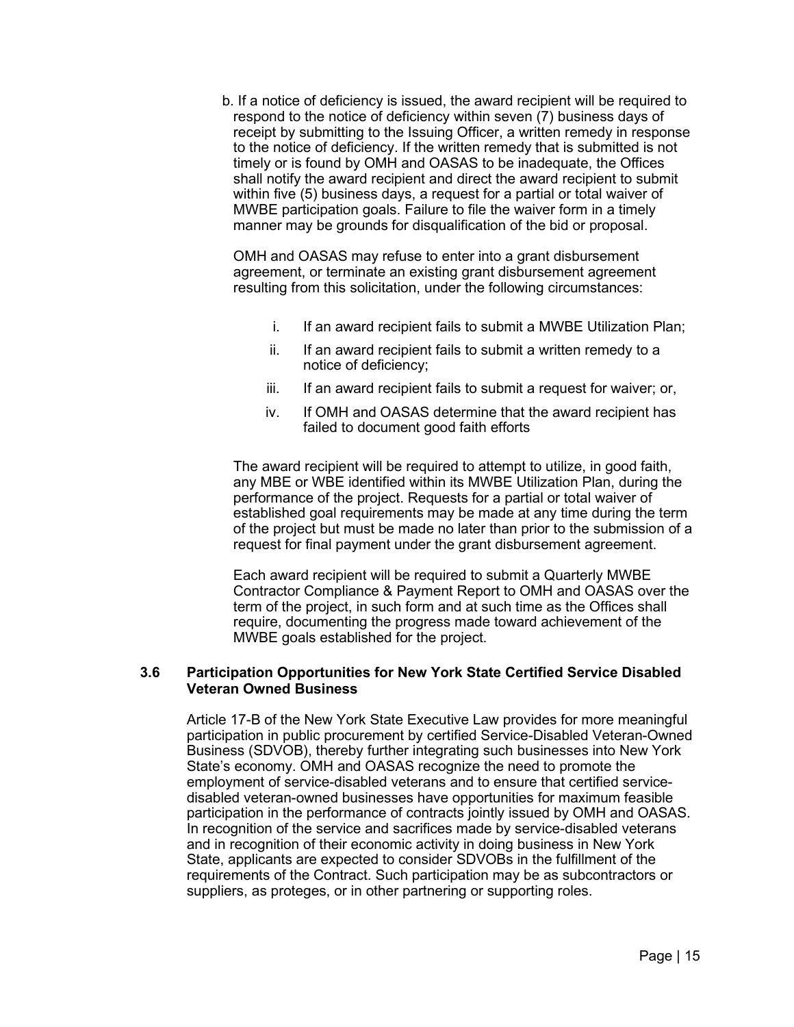b. If a notice of deficiency is issued, the award recipient will be required to respond to the notice of deficiency within seven (7) business days of receipt by submitting to the Issuing Officer, a written remedy in response to the notice of deficiency. If the written remedy that is submitted is not timely or is found by OMH and OASAS to be inadequate, the Offices shall notify the award recipient and direct the award recipient to submit within five (5) business days, a request for a partial or total waiver of MWBE participation goals. Failure to file the waiver form in a timely manner may be grounds for disqualification of the bid or proposal.

OMH and OASAS may refuse to enter into a grant disbursement agreement, or terminate an existing grant disbursement agreement resulting from this solicitation, under the following circumstances:

i. If an award recipient fails to submit a MWBE Utilization Plan;
ii. If an award recipient fails to submit a written remedy to a notice of deficiency;
iii. If an award recipient fails to submit a request for waiver; or,
iv. If OMH and OASAS determine that the award recipient has failed to document good faith efforts

The award recipient will be required to attempt to utilize, in good faith, any MBE or WBE identified within its MWBE Utilization Plan, during the performance of the project. Requests for a partial or total waiver of established goal requirements may be made at any time during the term of the project but must be made no later than prior to the submission of a request for final payment under the grant disbursement agreement.

Each award recipient will be required to submit a Quarterly MWBE Contractor Compliance & Payment Report to OMH and OASAS over the term of the project, in such form and at such time as the Offices shall require, documenting the progress made toward achievement of the MWBE goals established for the project.

### 3.6 Participation Opportunities for New York State Certified Service Disabled Veteran Owned Business

Article 17-B of the New York State Executive Law provides for more meaningful participation in public procurement by certified Service-Disabled Veteran-Owned Business (SDVOB), thereby further integrating such businesses into New York State's economy. OMH and OASAS recognize the need to promote the employment of service-disabled veterans and to ensure that certified service-disabled veteran-owned businesses have opportunities for maximum feasible participation in the performance of contracts jointly issued by OMH and OASAS. In recognition of the service and sacrifices made by service-disabled veterans and in recognition of their economic activity in doing business in New York State, applicants are expected to consider SDVOBs in the fulfillment of the requirements of the Contract. Such participation may be as subcontractors or suppliers, as proteges, or in other partnering or supporting roles.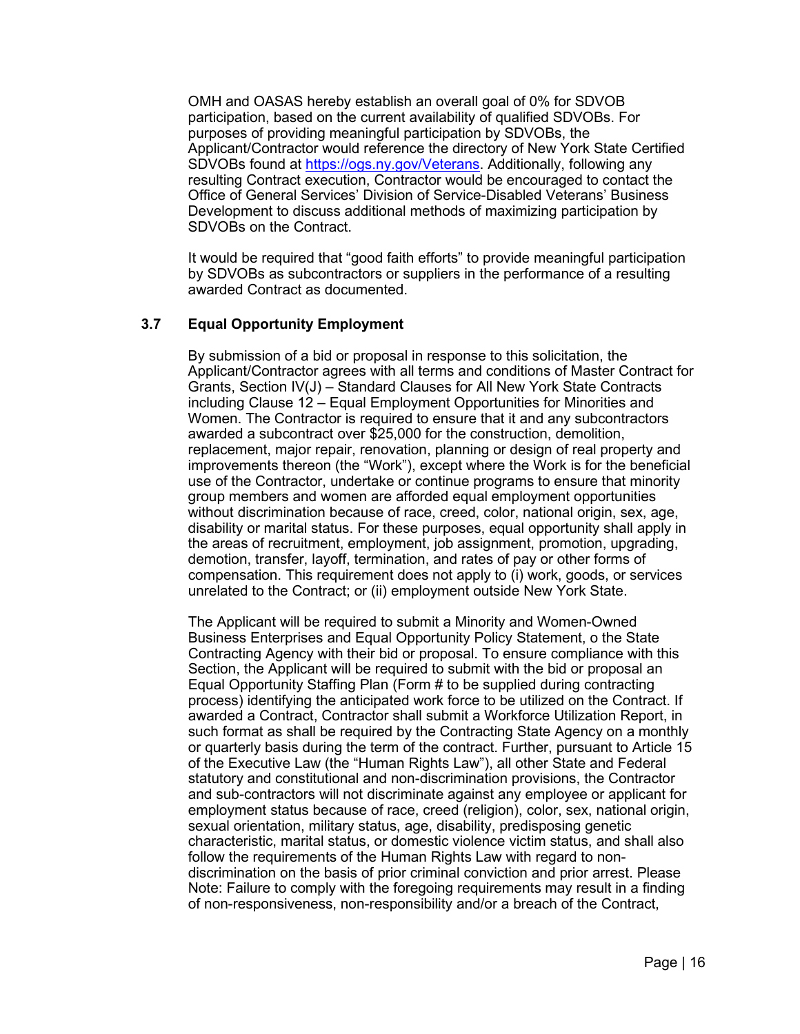OMH and OASAS hereby establish an overall goal of 0% for SDVOB participation, based on the current availability of qualified SDVOBs. For purposes of providing meaningful participation by SDVOBs, the Applicant/Contractor would reference the directory of New York State Certified SDVOBs found at https://ogs.ny.gov/Veterans. Additionally, following any resulting Contract execution, Contractor would be encouraged to contact the Office of General Services' Division of Service-Disabled Veterans' Business Development to discuss additional methods of maximizing participation by SDVOBs on the Contract.

It would be required that "good faith efforts" to provide meaningful participation by SDVOBs as subcontractors or suppliers in the performance of a resulting awarded Contract as documented.

### 3.7 Equal Opportunity Employment

By submission of a bid or proposal in response to this solicitation, the Applicant/Contractor agrees with all terms and conditions of Master Contract for Grants, Section IV(J) – Standard Clauses for All New York State Contracts including Clause 12 – Equal Employment Opportunities for Minorities and Women. The Contractor is required to ensure that it and any subcontractors awarded a subcontract over $25,000 for the construction, demolition, replacement, major repair, renovation, planning or design of real property and improvements thereon (the "Work"), except where the Work is for the beneficial use of the Contractor, undertake or continue programs to ensure that minority group members and women are afforded equal employment opportunities without discrimination because of race, creed, color, national origin, sex, age, disability or marital status. For these purposes, equal opportunity shall apply in the areas of recruitment, employment, job assignment, promotion, upgrading, demotion, transfer, layoff, termination, and rates of pay or other forms of compensation. This requirement does not apply to (i) work, goods, or services unrelated to the Contract; or (ii) employment outside New York State.

The Applicant will be required to submit a Minority and Women-Owned Business Enterprises and Equal Opportunity Policy Statement, o the State Contracting Agency with their bid or proposal. To ensure compliance with this Section, the Applicant will be required to submit with the bid or proposal an Equal Opportunity Staffing Plan (Form # to be supplied during contracting process) identifying the anticipated work force to be utilized on the Contract. If awarded a Contract, Contractor shall submit a Workforce Utilization Report, in such format as shall be required by the Contracting State Agency on a monthly or quarterly basis during the term of the contract. Further, pursuant to Article 15 of the Executive Law (the "Human Rights Law"), all other State and Federal statutory and constitutional and non-discrimination provisions, the Contractor and sub-contractors will not discriminate against any employee or applicant for employment status because of race, creed (religion), color, sex, national origin, sexual orientation, military status, age, disability, predisposing genetic characteristic, marital status, or domestic violence victim status, and shall also follow the requirements of the Human Rights Law with regard to non-discrimination on the basis of prior criminal conviction and prior arrest. Please Note: Failure to comply with the foregoing requirements may result in a finding of non-responsiveness, non-responsibility and/or a breach of the Contract,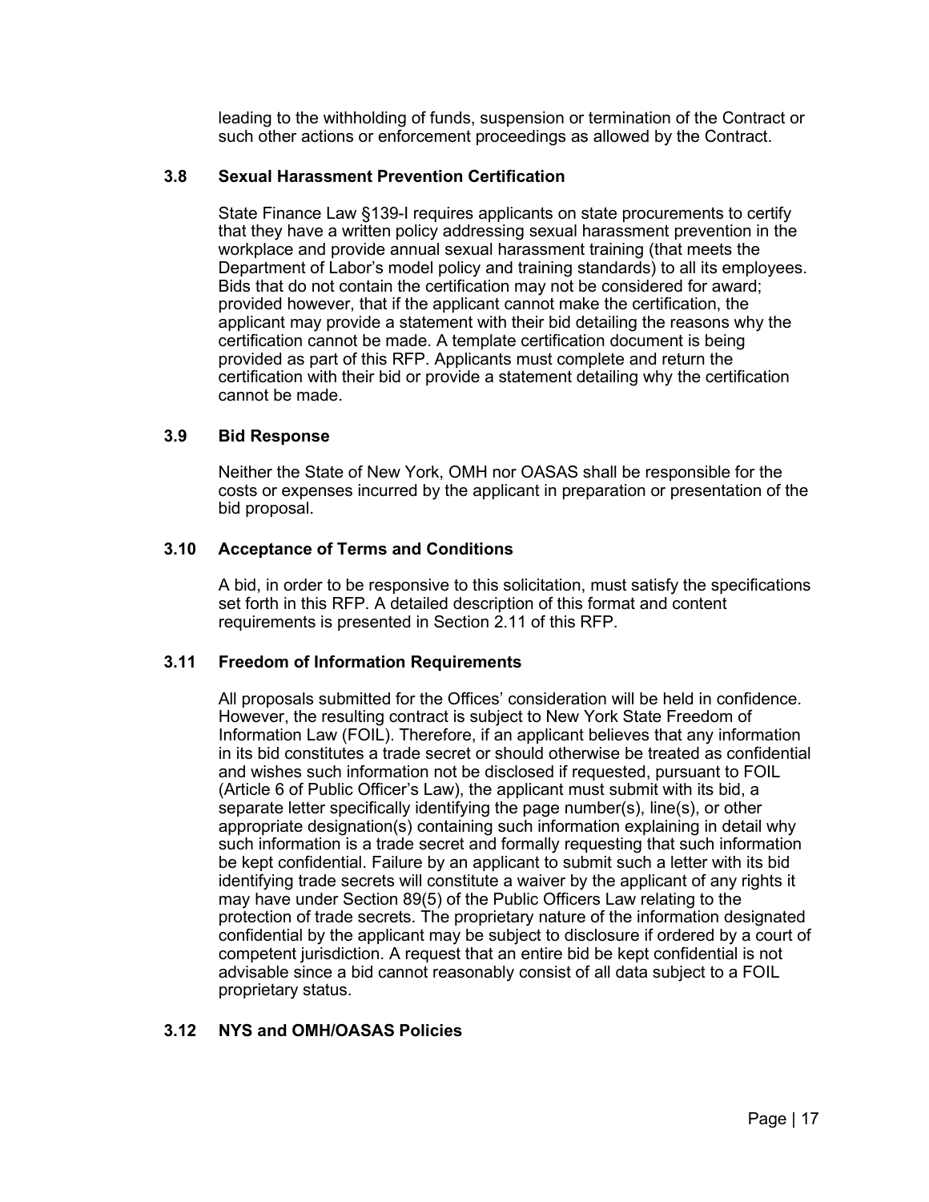leading to the withholding of funds, suspension or termination of the Contract or such other actions or enforcement proceedings as allowed by the Contract.

### 3.8 Sexual Harassment Prevention Certification

State Finance Law §139-I requires applicants on state procurements to certify that they have a written policy addressing sexual harassment prevention in the workplace and provide annual sexual harassment training (that meets the Department of Labor's model policy and training standards) to all its employees. Bids that do not contain the certification may not be considered for award; provided however, that if the applicant cannot make the certification, the applicant may provide a statement with their bid detailing the reasons why the certification cannot be made. A template certification document is being provided as part of this RFP. Applicants must complete and return the certification with their bid or provide a statement detailing why the certification cannot be made.

### 3.9 Bid Response

Neither the State of New York, OMH nor OASAS shall be responsible for the costs or expenses incurred by the applicant in preparation or presentation of the bid proposal.

### 3.10 Acceptance of Terms and Conditions

A bid, in order to be responsive to this solicitation, must satisfy the specifications set forth in this RFP. A detailed description of this format and content requirements is presented in Section 2.11 of this RFP.

### 3.11 Freedom of Information Requirements

All proposals submitted for the Offices' consideration will be held in confidence. However, the resulting contract is subject to New York State Freedom of Information Law (FOIL). Therefore, if an applicant believes that any information in its bid constitutes a trade secret or should otherwise be treated as confidential and wishes such information not be disclosed if requested, pursuant to FOIL (Article 6 of Public Officer's Law), the applicant must submit with its bid, a separate letter specifically identifying the page number(s), line(s), or other appropriate designation(s) containing such information explaining in detail why such information is a trade secret and formally requesting that such information be kept confidential. Failure by an applicant to submit such a letter with its bid identifying trade secrets will constitute a waiver by the applicant of any rights it may have under Section 89(5) of the Public Officers Law relating to the protection of trade secrets. The proprietary nature of the information designated confidential by the applicant may be subject to disclosure if ordered by a court of competent jurisdiction. A request that an entire bid be kept confidential is not advisable since a bid cannot reasonably consist of all data subject to a FOIL proprietary status.

### 3.12 NYS and OMH/OASAS Policies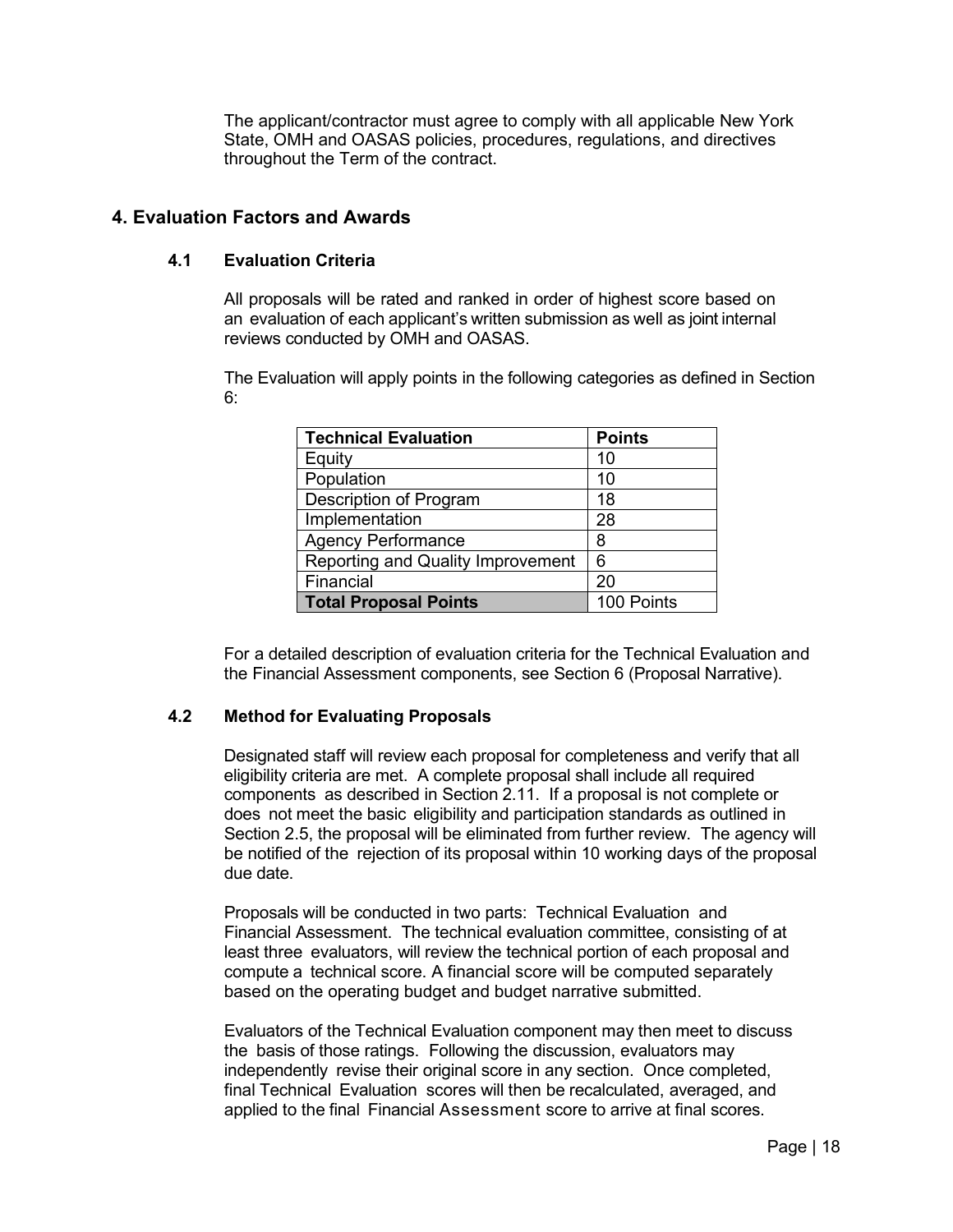The applicant/contractor must agree to comply with all applicable New York State, OMH and OASAS policies, procedures, regulations, and directives throughout the Term of the contract.

## 4. Evaluation Factors and Awards

### 4.1 Evaluation Criteria

All proposals will be rated and ranked in order of highest score based on an evaluation of each applicant's written submission as well as joint internal reviews conducted by OMH and OASAS.

The Evaluation will apply points in the following categories as defined in Section 6:

| Technical Evaluation | Points |
|---|---|
| Equity | 10 |
| Population | 10 |
| Description of Program | 18 |
| Implementation | 28 |
| Agency Performance | 8 |
| Reporting and Quality Improvement | 6 |
| Financial | 20 |
| **Total Proposal Points** | 100 Points |

For a detailed description of evaluation criteria for the Technical Evaluation and the Financial Assessment components, see Section 6 (Proposal Narrative).

### 4.2 Method for Evaluating Proposals

Designated staff will review each proposal for completeness and verify that all eligibility criteria are met. A complete proposal shall include all required components as described in Section 2.11. If a proposal is not complete or does not meet the basic eligibility and participation standards as outlined in Section 2.5, the proposal will be eliminated from further review. The agency will be notified of the rejection of its proposal within 10 working days of the proposal due date.

Proposals will be conducted in two parts: Technical Evaluation and Financial Assessment. The technical evaluation committee, consisting of at least three evaluators, will review the technical portion of each proposal and compute a technical score. A financial score will be computed separately based on the operating budget and budget narrative submitted.

Evaluators of the Technical Evaluation component may then meet to discuss the basis of those ratings. Following the discussion, evaluators may independently revise their original score in any section. Once completed, final Technical Evaluation scores will then be recalculated, averaged, and applied to the final Financial Assessment score to arrive at final scores.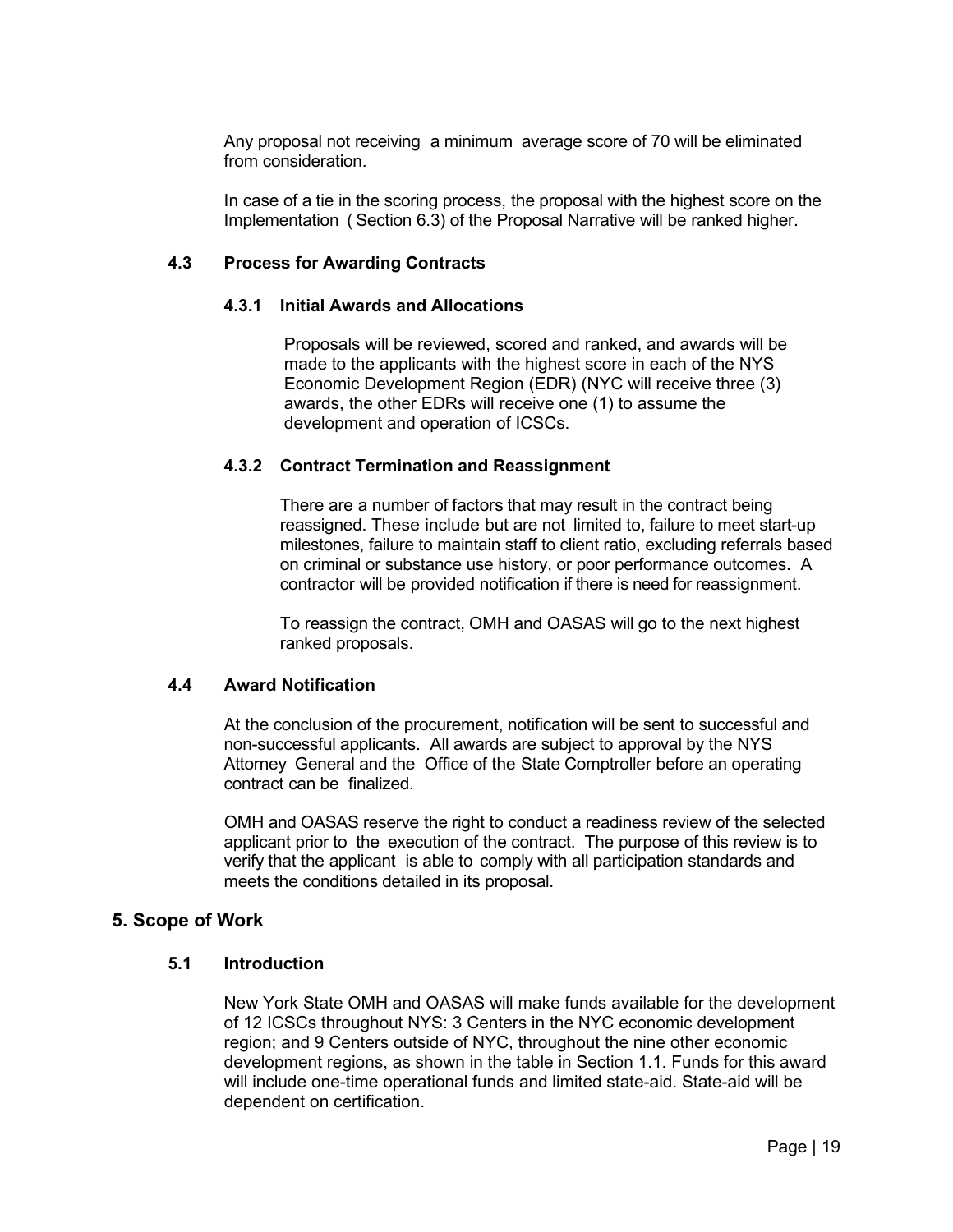Any proposal not receiving a minimum average score of 70 will be eliminated from consideration.

In case of a tie in the scoring process, the proposal with the highest score on the Implementation ( Section 6.3) of the Proposal Narrative will be ranked higher.

### 4.3 Process for Awarding Contracts

#### 4.3.1 Initial Awards and Allocations

Proposals will be reviewed, scored and ranked, and awards will be made to the applicants with the highest score in each of the NYS Economic Development Region (EDR) (NYC will receive three (3) awards, the other EDRs will receive one (1) to assume the development and operation of ICSCs.

#### 4.3.2 Contract Termination and Reassignment

There are a number of factors that may result in the contract being reassigned. These include but are not limited to, failure to meet start-up milestones, failure to maintain staff to client ratio, excluding referrals based on criminal or substance use history, or poor performance outcomes. A contractor will be provided notification if there is need for reassignment.

To reassign the contract, OMH and OASAS will go to the next highest ranked proposals.

### 4.4 Award Notification

At the conclusion of the procurement, notification will be sent to successful and non-successful applicants. All awards are subject to approval by the NYS Attorney General and the Office of the State Comptroller before an operating contract can be finalized.

OMH and OASAS reserve the right to conduct a readiness review of the selected applicant prior to the execution of the contract. The purpose of this review is to verify that the applicant is able to comply with all participation standards and meets the conditions detailed in its proposal.

## 5. Scope of Work

### 5.1 Introduction

New York State OMH and OASAS will make funds available for the development of 12 ICSCs throughout NYS: 3 Centers in the NYC economic development region; and 9 Centers outside of NYC, throughout the nine other economic development regions, as shown in the table in Section 1.1. Funds for this award will include one-time operational funds and limited state-aid. State-aid will be dependent on certification.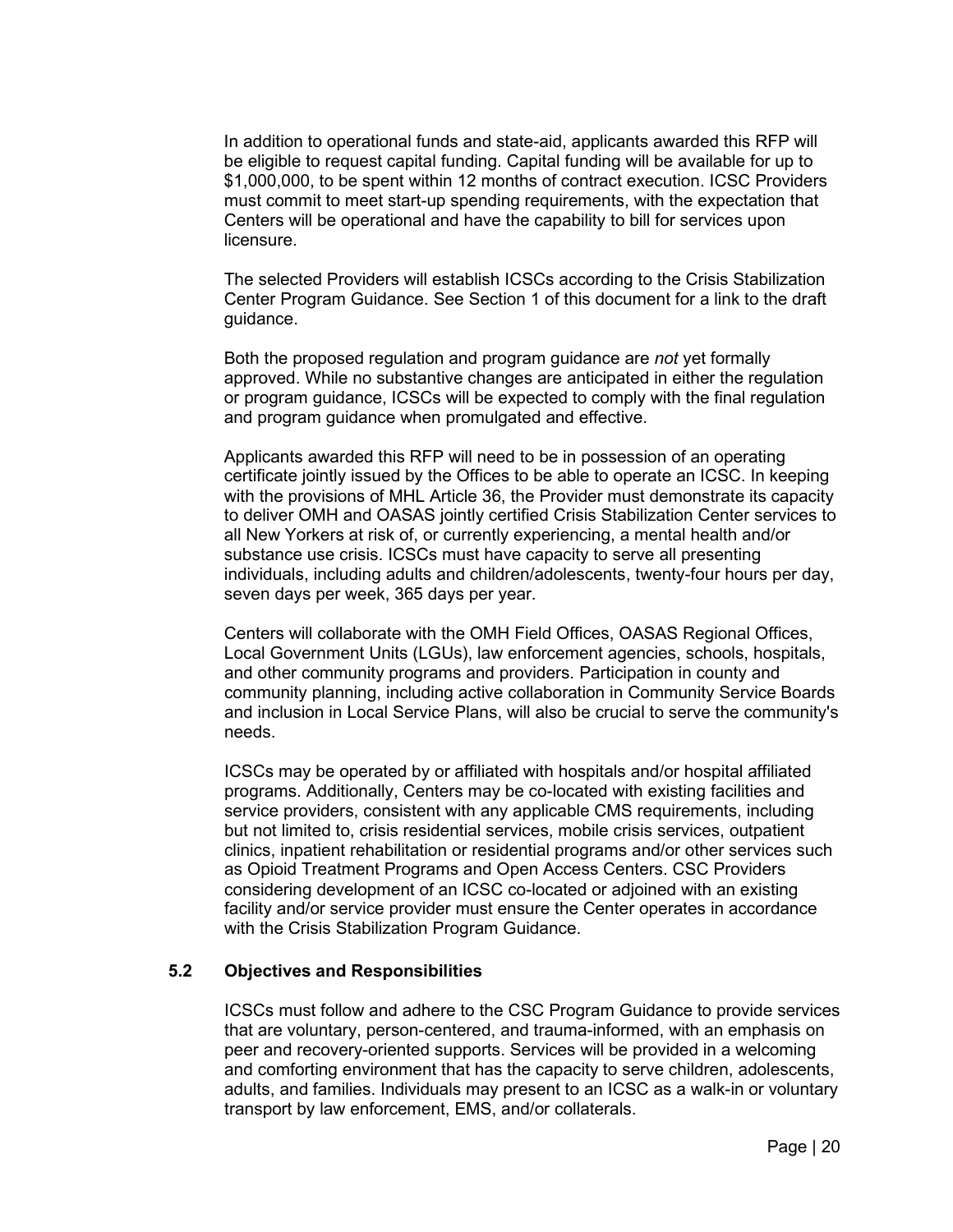In addition to operational funds and state-aid, applicants awarded this RFP will be eligible to request capital funding. Capital funding will be available for up to $1,000,000, to be spent within 12 months of contract execution. ICSC Providers must commit to meet start-up spending requirements, with the expectation that Centers will be operational and have the capability to bill for services upon licensure.

The selected Providers will establish ICSCs according to the Crisis Stabilization Center Program Guidance. See Section 1 of this document for a link to the draft guidance.

Both the proposed regulation and program guidance are *not* yet formally approved. While no substantive changes are anticipated in either the regulation or program guidance, ICSCs will be expected to comply with the final regulation and program guidance when promulgated and effective.

Applicants awarded this RFP will need to be in possession of an operating certificate jointly issued by the Offices to be able to operate an ICSC. In keeping with the provisions of MHL Article 36, the Provider must demonstrate its capacity to deliver OMH and OASAS jointly certified Crisis Stabilization Center services to all New Yorkers at risk of, or currently experiencing, a mental health and/or substance use crisis. ICSCs must have capacity to serve all presenting individuals, including adults and children/adolescents, twenty-four hours per day, seven days per week, 365 days per year.

Centers will collaborate with the OMH Field Offices, OASAS Regional Offices, Local Government Units (LGUs), law enforcement agencies, schools, hospitals, and other community programs and providers. Participation in county and community planning, including active collaboration in Community Service Boards and inclusion in Local Service Plans, will also be crucial to serve the community's needs.

ICSCs may be operated by or affiliated with hospitals and/or hospital affiliated programs. Additionally, Centers may be co-located with existing facilities and service providers, consistent with any applicable CMS requirements, including but not limited to, crisis residential services, mobile crisis services, outpatient clinics, inpatient rehabilitation or residential programs and/or other services such as Opioid Treatment Programs and Open Access Centers. CSC Providers considering development of an ICSC co-located or adjoined with an existing facility and/or service provider must ensure the Center operates in accordance with the Crisis Stabilization Program Guidance.

### 5.2 Objectives and Responsibilities

ICSCs must follow and adhere to the CSC Program Guidance to provide services that are voluntary, person-centered, and trauma-informed, with an emphasis on peer and recovery-oriented supports. Services will be provided in a welcoming and comforting environment that has the capacity to serve children, adolescents, adults, and families. Individuals may present to an ICSC as a walk-in or voluntary transport by law enforcement, EMS, and/or collaterals.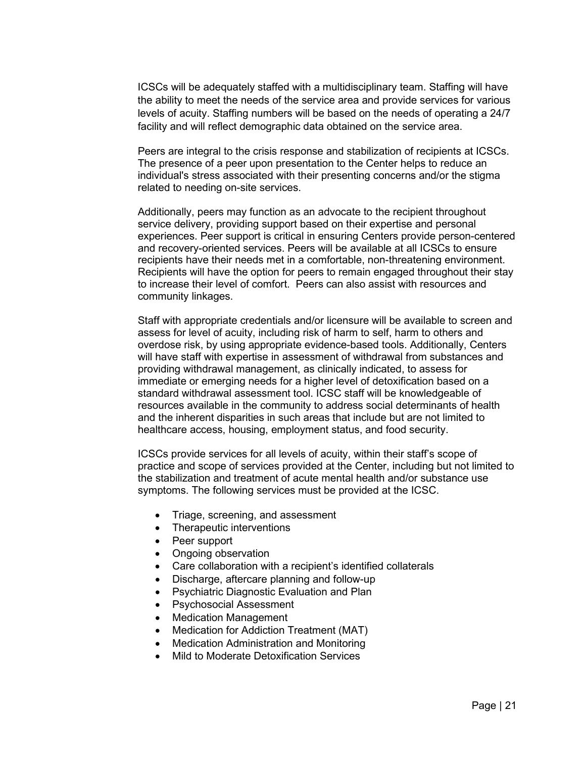ICSCs will be adequately staffed with a multidisciplinary team. Staffing will have the ability to meet the needs of the service area and provide services for various levels of acuity. Staffing numbers will be based on the needs of operating a 24/7 facility and will reflect demographic data obtained on the service area.

Peers are integral to the crisis response and stabilization of recipients at ICSCs. The presence of a peer upon presentation to the Center helps to reduce an individual's stress associated with their presenting concerns and/or the stigma related to needing on-site services.

Additionally, peers may function as an advocate to the recipient throughout service delivery, providing support based on their expertise and personal experiences. Peer support is critical in ensuring Centers provide person-centered and recovery-oriented services. Peers will be available at all ICSCs to ensure recipients have their needs met in a comfortable, non-threatening environment. Recipients will have the option for peers to remain engaged throughout their stay to increase their level of comfort. Peers can also assist with resources and community linkages.

Staff with appropriate credentials and/or licensure will be available to screen and assess for level of acuity, including risk of harm to self, harm to others and overdose risk, by using appropriate evidence-based tools. Additionally, Centers will have staff with expertise in assessment of withdrawal from substances and providing withdrawal management, as clinically indicated, to assess for immediate or emerging needs for a higher level of detoxification based on a standard withdrawal assessment tool. ICSC staff will be knowledgeable of resources available in the community to address social determinants of health and the inherent disparities in such areas that include but are not limited to healthcare access, housing, employment status, and food security.

ICSCs provide services for all levels of acuity, within their staff's scope of practice and scope of services provided at the Center, including but not limited to the stabilization and treatment of acute mental health and/or substance use symptoms. The following services must be provided at the ICSC.

- Triage, screening, and assessment
- Therapeutic interventions
- Peer support
- Ongoing observation
- Care collaboration with a recipient's identified collaterals
- Discharge, aftercare planning and follow-up
- Psychiatric Diagnostic Evaluation and Plan
- Psychosocial Assessment
- Medication Management
- Medication for Addiction Treatment (MAT)
- Medication Administration and Monitoring
- Mild to Moderate Detoxification Services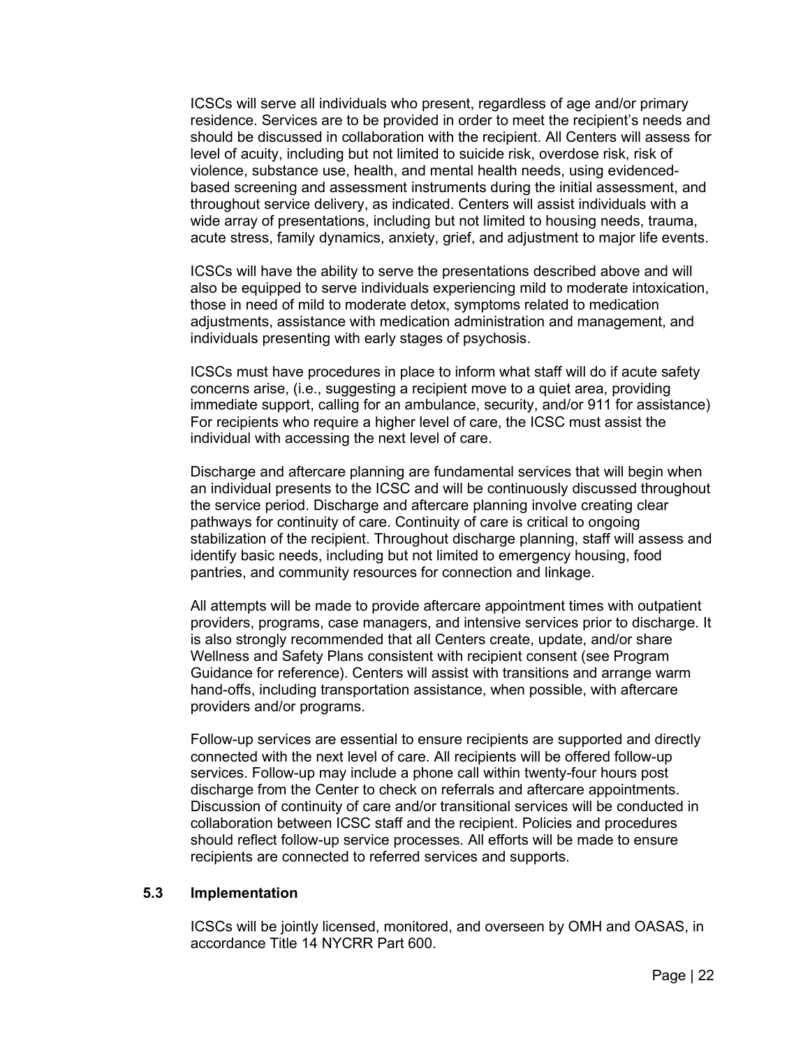ICSCs will serve all individuals who present, regardless of age and/or primary residence. Services are to be provided in order to meet the recipient's needs and should be discussed in collaboration with the recipient. All Centers will assess for level of acuity, including but not limited to suicide risk, overdose risk, risk of violence, substance use, health, and mental health needs, using evidenced-based screening and assessment instruments during the initial assessment, and throughout service delivery, as indicated. Centers will assist individuals with a wide array of presentations, including but not limited to housing needs, trauma, acute stress, family dynamics, anxiety, grief, and adjustment to major life events.

ICSCs will have the ability to serve the presentations described above and will also be equipped to serve individuals experiencing mild to moderate intoxication, those in need of mild to moderate detox, symptoms related to medication adjustments, assistance with medication administration and management, and individuals presenting with early stages of psychosis.

ICSCs must have procedures in place to inform what staff will do if acute safety concerns arise, (i.e., suggesting a recipient move to a quiet area, providing immediate support, calling for an ambulance, security, and/or 911 for assistance) For recipients who require a higher level of care, the ICSC must assist the individual with accessing the next level of care.

Discharge and aftercare planning are fundamental services that will begin when an individual presents to the ICSC and will be continuously discussed throughout the service period. Discharge and aftercare planning involve creating clear pathways for continuity of care. Continuity of care is critical to ongoing stabilization of the recipient. Throughout discharge planning, staff will assess and identify basic needs, including but not limited to emergency housing, food pantries, and community resources for connection and linkage.

All attempts will be made to provide aftercare appointment times with outpatient providers, programs, case managers, and intensive services prior to discharge. It is also strongly recommended that all Centers create, update, and/or share Wellness and Safety Plans consistent with recipient consent (see Program Guidance for reference). Centers will assist with transitions and arrange warm hand-offs, including transportation assistance, when possible, with aftercare providers and/or programs.

Follow-up services are essential to ensure recipients are supported and directly connected with the next level of care. All recipients will be offered follow-up services. Follow-up may include a phone call within twenty-four hours post discharge from the Center to check on referrals and aftercare appointments. Discussion of continuity of care and/or transitional services will be conducted in collaboration between ICSC staff and the recipient. Policies and procedures should reflect follow-up service processes. All efforts will be made to ensure recipients are connected to referred services and supports.

### 5.3 Implementation

ICSCs will be jointly licensed, monitored, and overseen by OMH and OASAS, in accordance Title 14 NYCRR Part 600.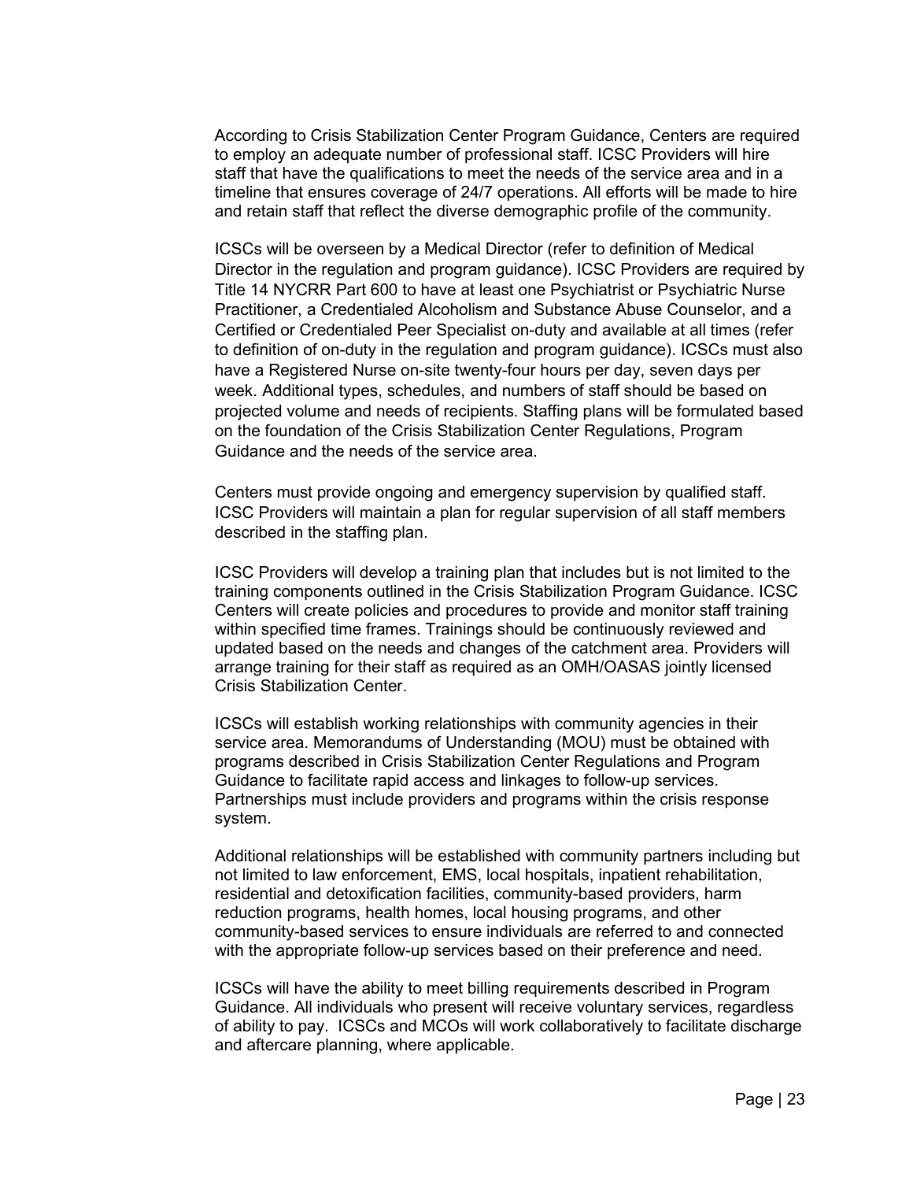According to Crisis Stabilization Center Program Guidance, Centers are required to employ an adequate number of professional staff. ICSC Providers will hire staff that have the qualifications to meet the needs of the service area and in a timeline that ensures coverage of 24/7 operations. All efforts will be made to hire and retain staff that reflect the diverse demographic profile of the community.

ICSCs will be overseen by a Medical Director (refer to definition of Medical Director in the regulation and program guidance). ICSC Providers are required by Title 14 NYCRR Part 600 to have at least one Psychiatrist or Psychiatric Nurse Practitioner, a Credentialed Alcoholism and Substance Abuse Counselor, and a Certified or Credentialed Peer Specialist on-duty and available at all times (refer to definition of on-duty in the regulation and program guidance). ICSCs must also have a Registered Nurse on-site twenty-four hours per day, seven days per week. Additional types, schedules, and numbers of staff should be based on projected volume and needs of recipients. Staffing plans will be formulated based on the foundation of the Crisis Stabilization Center Regulations, Program Guidance and the needs of the service area.

Centers must provide ongoing and emergency supervision by qualified staff. ICSC Providers will maintain a plan for regular supervision of all staff members described in the staffing plan.

ICSC Providers will develop a training plan that includes but is not limited to the training components outlined in the Crisis Stabilization Program Guidance. ICSC Centers will create policies and procedures to provide and monitor staff training within specified time frames. Trainings should be continuously reviewed and updated based on the needs and changes of the catchment area. Providers will arrange training for their staff as required as an OMH/OASAS jointly licensed Crisis Stabilization Center.

ICSCs will establish working relationships with community agencies in their service area. Memorandums of Understanding (MOU) must be obtained with programs described in Crisis Stabilization Center Regulations and Program Guidance to facilitate rapid access and linkages to follow-up services. Partnerships must include providers and programs within the crisis response system.

Additional relationships will be established with community partners including but not limited to law enforcement, EMS, local hospitals, inpatient rehabilitation, residential and detoxification facilities, community-based providers, harm reduction programs, health homes, local housing programs, and other community-based services to ensure individuals are referred to and connected with the appropriate follow-up services based on their preference and need.

ICSCs will have the ability to meet billing requirements described in Program Guidance. All individuals who present will receive voluntary services, regardless of ability to pay. ICSCs and MCOs will work collaboratively to facilitate discharge and aftercare planning, where applicable.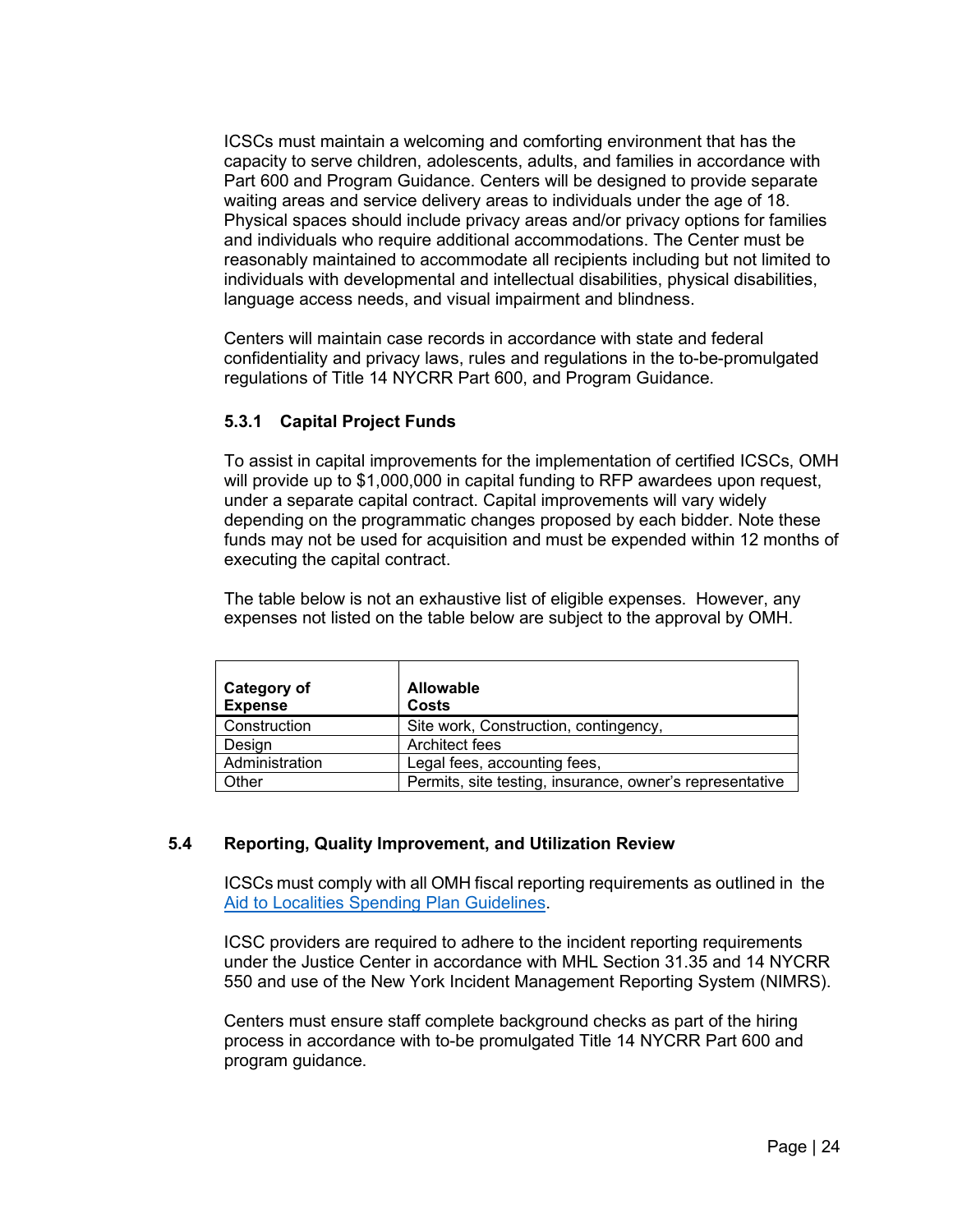ICSCs must maintain a welcoming and comforting environment that has the capacity to serve children, adolescents, adults, and families in accordance with Part 600 and Program Guidance. Centers will be designed to provide separate waiting areas and service delivery areas to individuals under the age of 18. Physical spaces should include privacy areas and/or privacy options for families and individuals who require additional accommodations. The Center must be reasonably maintained to accommodate all recipients including but not limited to individuals with developmental and intellectual disabilities, physical disabilities, language access needs, and visual impairment and blindness.

Centers will maintain case records in accordance with state and federal confidentiality and privacy laws, rules and regulations in the to-be-promulgated regulations of Title 14 NYCRR Part 600, and Program Guidance.

### 5.3.1 Capital Project Funds

To assist in capital improvements for the implementation of certified ICSCs, OMH will provide up to $1,000,000 in capital funding to RFP awardees upon request, under a separate capital contract. Capital improvements will vary widely depending on the programmatic changes proposed by each bidder. Note these funds may not be used for acquisition and must be expended within 12 months of executing the capital contract.

The table below is not an exhaustive list of eligible expenses. However, any expenses not listed on the table below are subject to the approval by OMH.

| Category of Expense | Allowable Costs |
| --- | --- |
| Construction | Site work, Construction, contingency, |
| Design | Architect fees |
| Administration | Legal fees, accounting fees, |
| Other | Permits, site testing, insurance, owner's representative |

## 5.4 Reporting, Quality Improvement, and Utilization Review

ICSCs must comply with all OMH fiscal reporting requirements as outlined in the [Aid to Localities Spending Plan Guidelines](Aid to Localities Spending Plan Guidelines).

ICSC providers are required to adhere to the incident reporting requirements under the Justice Center in accordance with MHL Section 31.35 and 14 NYCRR 550 and use of the New York Incident Management Reporting System (NIMRS).

Centers must ensure staff complete background checks as part of the hiring process in accordance with to-be promulgated Title 14 NYCRR Part 600 and program guidance.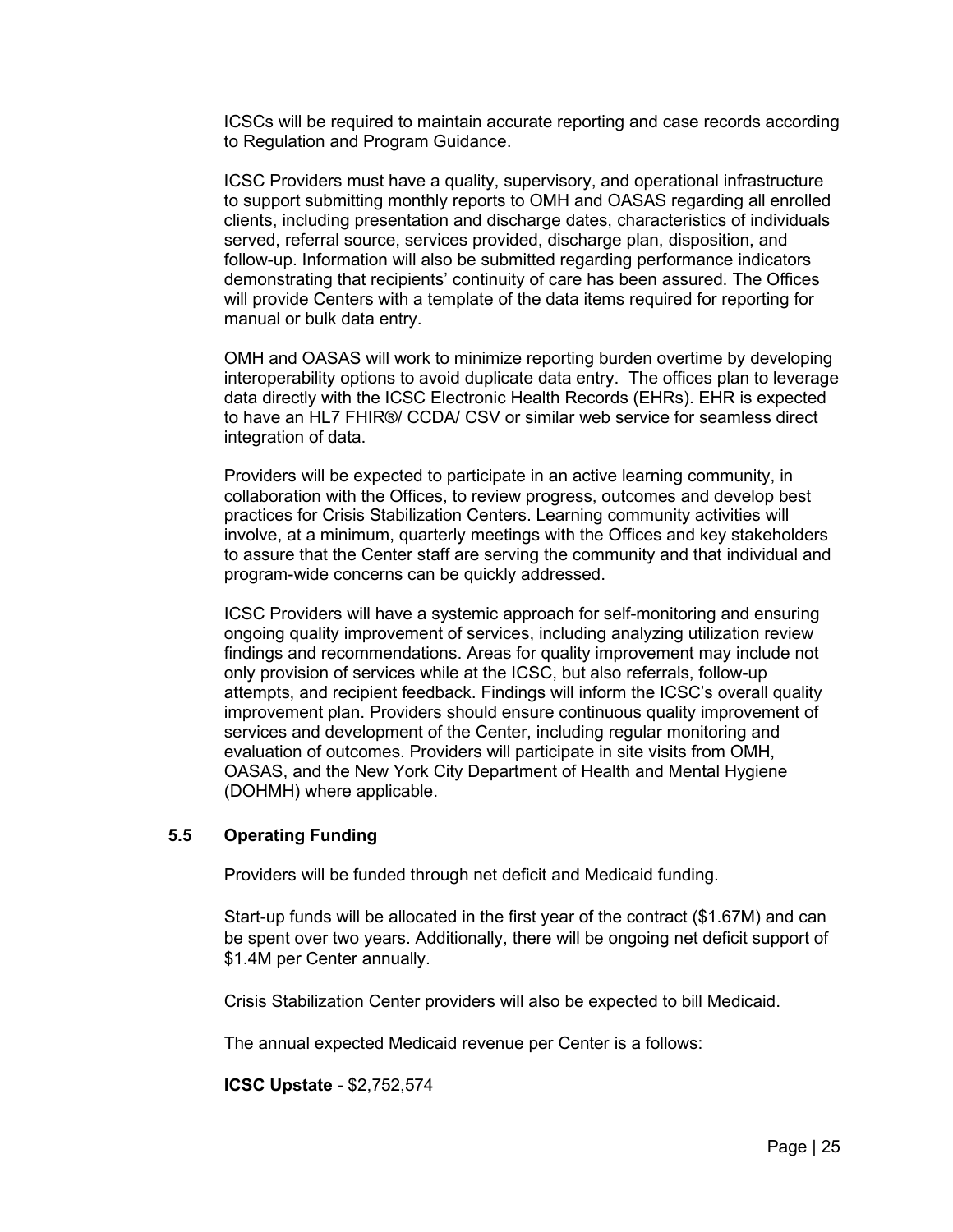ICSCs will be required to maintain accurate reporting and case records according to Regulation and Program Guidance.

ICSC Providers must have a quality, supervisory, and operational infrastructure to support submitting monthly reports to OMH and OASAS regarding all enrolled clients, including presentation and discharge dates, characteristics of individuals served, referral source, services provided, discharge plan, disposition, and follow-up. Information will also be submitted regarding performance indicators demonstrating that recipients' continuity of care has been assured. The Offices will provide Centers with a template of the data items required for reporting for manual or bulk data entry.

OMH and OASAS will work to minimize reporting burden overtime by developing interoperability options to avoid duplicate data entry. The offices plan to leverage data directly with the ICSC Electronic Health Records (EHRs). EHR is expected to have an HL7 FHIR®/ CCDA/ CSV or similar web service for seamless direct integration of data.

Providers will be expected to participate in an active learning community, in collaboration with the Offices, to review progress, outcomes and develop best practices for Crisis Stabilization Centers. Learning community activities will involve, at a minimum, quarterly meetings with the Offices and key stakeholders to assure that the Center staff are serving the community and that individual and program-wide concerns can be quickly addressed.

ICSC Providers will have a systemic approach for self-monitoring and ensuring ongoing quality improvement of services, including analyzing utilization review findings and recommendations. Areas for quality improvement may include not only provision of services while at the ICSC, but also referrals, follow-up attempts, and recipient feedback. Findings will inform the ICSC's overall quality improvement plan. Providers should ensure continuous quality improvement of services and development of the Center, including regular monitoring and evaluation of outcomes. Providers will participate in site visits from OMH, OASAS, and the New York City Department of Health and Mental Hygiene (DOHMH) where applicable.

### 5.5 Operating Funding

Providers will be funded through net deficit and Medicaid funding.

Start-up funds will be allocated in the first year of the contract ($1.67M) and can be spent over two years. Additionally, there will be ongoing net deficit support of $1.4M per Center annually.

Crisis Stabilization Center providers will also be expected to bill Medicaid.

The annual expected Medicaid revenue per Center is a follows:

**ICSC Upstate** - $2,752,574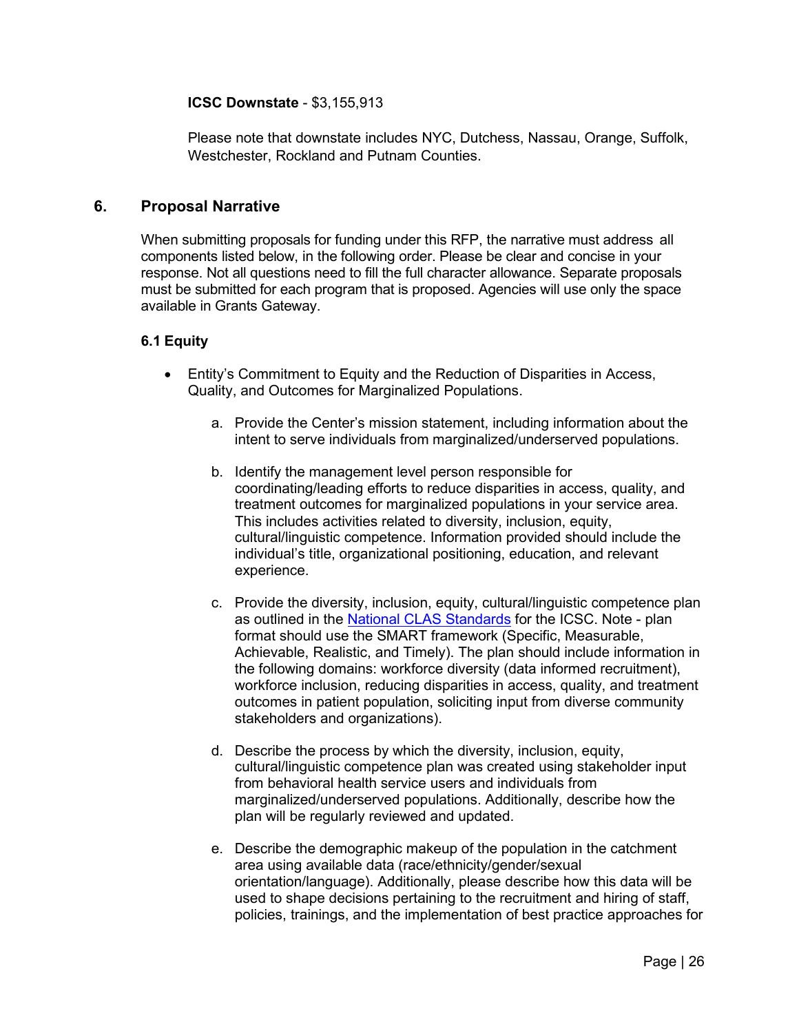**ICSC Downstate** - $3,155,913

Please note that downstate includes NYC, Dutchess, Nassau, Orange, Suffolk, Westchester, Rockland and Putnam Counties.

## 6. Proposal Narrative

When submitting proposals for funding under this RFP, the narrative must address all components listed below, in the following order. Please be clear and concise in your response. Not all questions need to fill the full character allowance. Separate proposals must be submitted for each program that is proposed. Agencies will use only the space available in Grants Gateway.

### 6.1 Equity

- Entity's Commitment to Equity and the Reduction of Disparities in Access, Quality, and Outcomes for Marginalized Populations.

    a. Provide the Center's mission statement, including information about the intent to serve individuals from marginalized/underserved populations.

    b. Identify the management level person responsible for coordinating/leading efforts to reduce disparities in access, quality, and treatment outcomes for marginalized populations in your service area. This includes activities related to diversity, inclusion, equity, cultural/linguistic competence. Information provided should include the individual's title, organizational positioning, education, and relevant experience.

    c. Provide the diversity, inclusion, equity, cultural/linguistic competence plan as outlined in the National CLAS Standards for the ICSC. Note - plan format should use the SMART framework (Specific, Measurable, Achievable, Realistic, and Timely). The plan should include information in the following domains: workforce diversity (data informed recruitment), workforce inclusion, reducing disparities in access, quality, and treatment outcomes in patient population, soliciting input from diverse community stakeholders and organizations).

    d. Describe the process by which the diversity, inclusion, equity, cultural/linguistic competence plan was created using stakeholder input from behavioral health service users and individuals from marginalized/underserved populations. Additionally, describe how the plan will be regularly reviewed and updated.

    e. Describe the demographic makeup of the population in the catchment area using available data (race/ethnicity/gender/sexual orientation/language). Additionally, please describe how this data will be used to shape decisions pertaining to the recruitment and hiring of staff, policies, trainings, and the implementation of best practice approaches for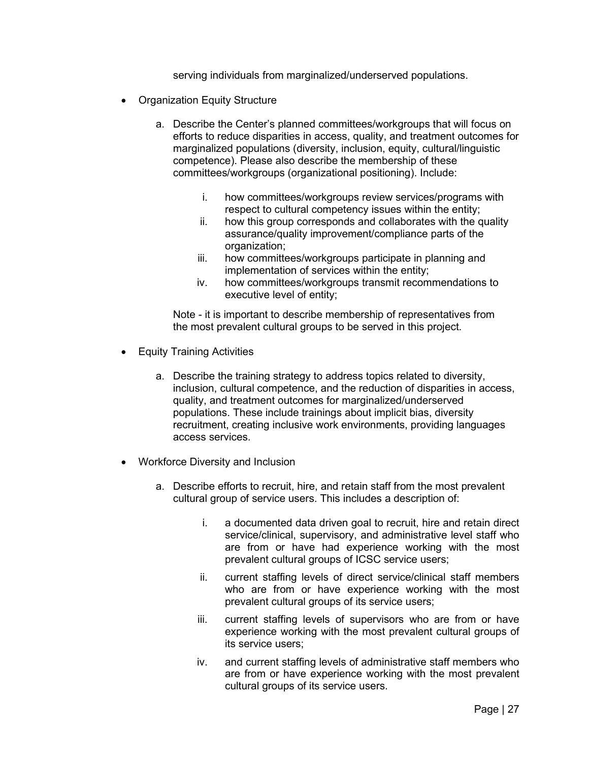serving individuals from marginalized/underserved populations.

- Organization Equity Structure

    a. Describe the Center's planned committees/workgroups that will focus on efforts to reduce disparities in access, quality, and treatment outcomes for marginalized populations (diversity, inclusion, equity, cultural/linguistic competence). Please also describe the membership of these committees/workgroups (organizational positioning). Include:

        i. how committees/workgroups review services/programs with respect to cultural competency issues within the entity;
        ii. how this group corresponds and collaborates with the quality assurance/quality improvement/compliance parts of the organization;
        iii. how committees/workgroups participate in planning and implementation of services within the entity;
        iv. how committees/workgroups transmit recommendations to executive level of entity;

    Note - it is important to describe membership of representatives from the most prevalent cultural groups to be served in this project.

- Equity Training Activities

    a. Describe the training strategy to address topics related to diversity, inclusion, cultural competence, and the reduction of disparities in access, quality, and treatment outcomes for marginalized/underserved populations. These include trainings about implicit bias, diversity recruitment, creating inclusive work environments, providing languages access services.

- Workforce Diversity and Inclusion

    a. Describe efforts to recruit, hire, and retain staff from the most prevalent cultural group of service users. This includes a description of:

        i. a documented data driven goal to recruit, hire and retain direct service/clinical, supervisory, and administrative level staff who are from or have had experience working with the most prevalent cultural groups of ICSC service users;
        ii. current staffing levels of direct service/clinical staff members who are from or have experience working with the most prevalent cultural groups of its service users;
        iii. current staffing levels of supervisors who are from or have experience working with the most prevalent cultural groups of its service users;
        iv. and current staffing levels of administrative staff members who are from or have experience working with the most prevalent cultural groups of its service users.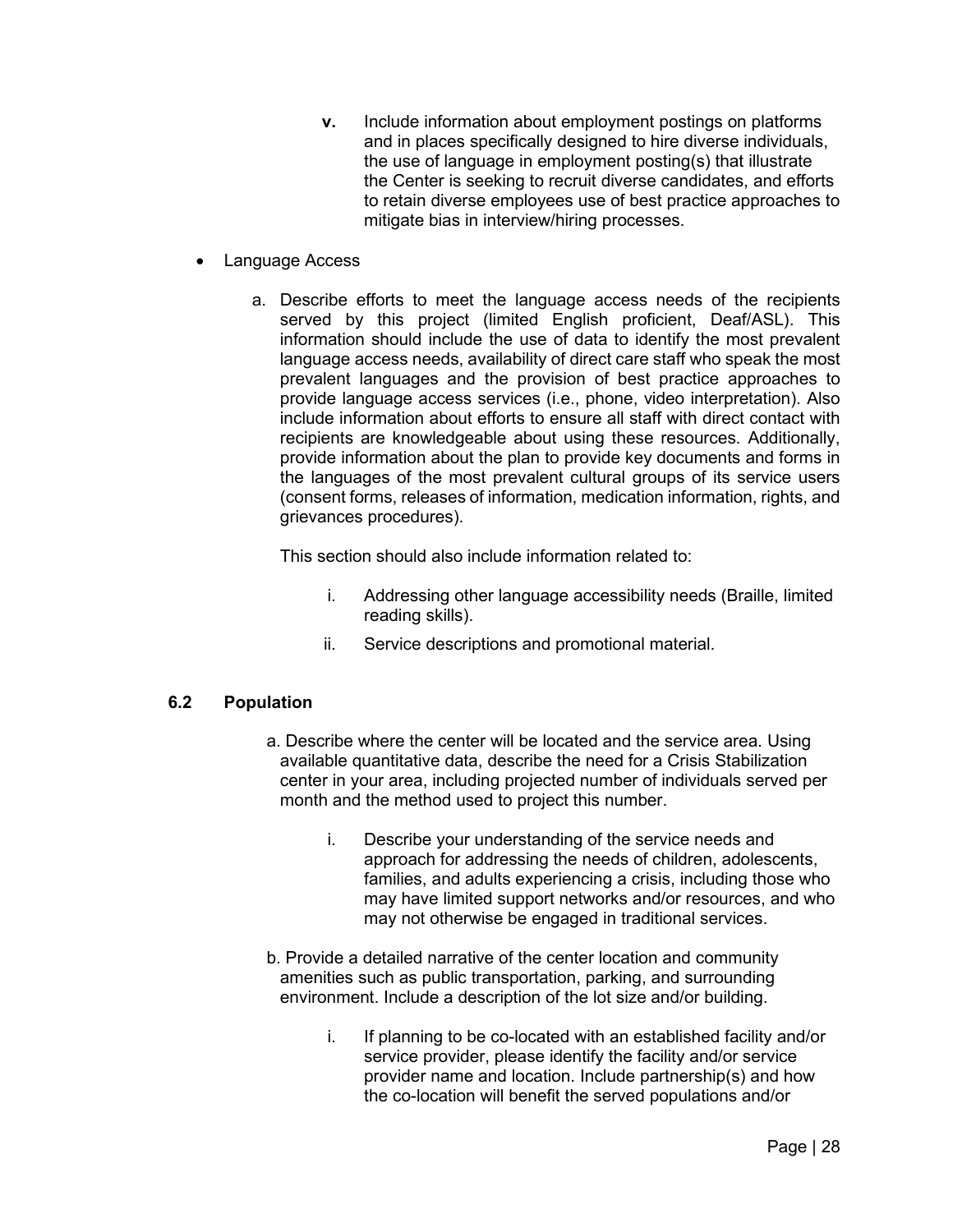- **v.** Include information about employment postings on platforms and in places specifically designed to hire diverse individuals, the use of language in employment posting(s) that illustrate the Center is seeking to recruit diverse candidates, and efforts to retain diverse employees use of best practice approaches to mitigate bias in interview/hiring processes.

- Language Access

  a. Describe efforts to meet the language access needs of the recipients served by this project (limited English proficient, Deaf/ASL). This information should include the use of data to identify the most prevalent language access needs, availability of direct care staff who speak the most prevalent languages and the provision of best practice approaches to provide language access services (i.e., phone, video interpretation). Also include information about efforts to ensure all staff with direct contact with recipients are knowledgeable about using these resources. Additionally, provide information about the plan to provide key documents and forms in the languages of the most prevalent cultural groups of its service users (consent forms, releases of information, medication information, rights, and grievances procedures).

     This section should also include information related to:

     i. Addressing other language accessibility needs (Braille, limited reading skills).
     ii. Service descriptions and promotional material.

### 6.2 Population

a. Describe where the center will be located and the service area. Using available quantitative data, describe the need for a Crisis Stabilization center in your area, including projected number of individuals served per month and the method used to project this number.

   i. Describe your understanding of the service needs and approach for addressing the needs of children, adolescents, families, and adults experiencing a crisis, including those who may have limited support networks and/or resources, and who may not otherwise be engaged in traditional services.

b. Provide a detailed narrative of the center location and community amenities such as public transportation, parking, and surrounding environment. Include a description of the lot size and/or building.

   i. If planning to be co-located with an established facility and/or service provider, please identify the facility and/or service provider name and location. Include partnership(s) and how the co-location will benefit the served populations and/or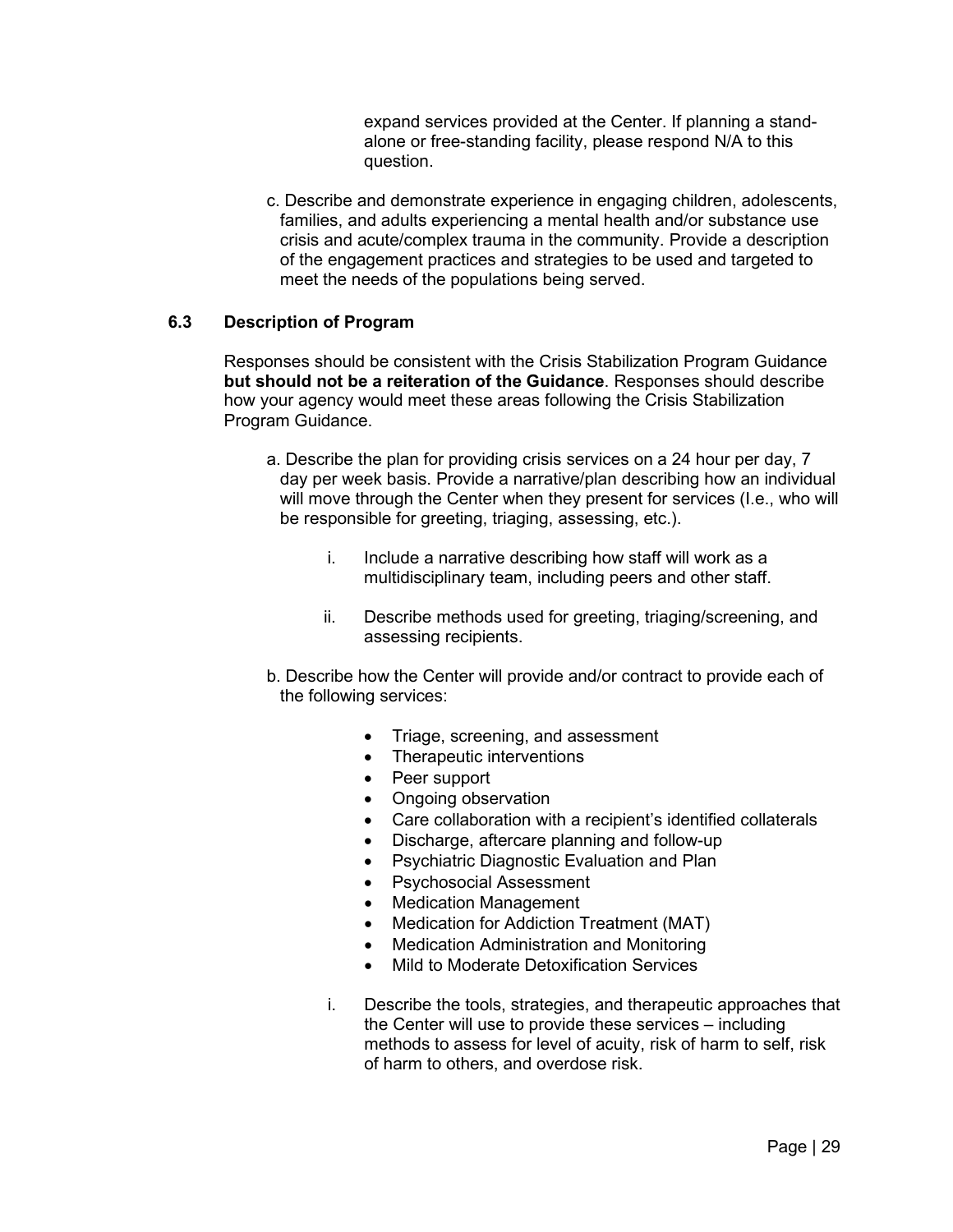expand services provided at the Center. If planning a stand-alone or free-standing facility, please respond N/A to this question.

c. Describe and demonstrate experience in engaging children, adolescents, families, and adults experiencing a mental health and/or substance use crisis and acute/complex trauma in the community. Provide a description of the engagement practices and strategies to be used and targeted to meet the needs of the populations being served.

### 6.3 Description of Program

Responses should be consistent with the Crisis Stabilization Program Guidance **but should not be a reiteration of the Guidance**. Responses should describe how your agency would meet these areas following the Crisis Stabilization Program Guidance.

a. Describe the plan for providing crisis services on a 24 hour per day, 7 day per week basis. Provide a narrative/plan describing how an individual will move through the Center when they present for services (I.e., who will be responsible for greeting, triaging, assessing, etc.).

   i. Include a narrative describing how staff will work as a multidisciplinary team, including peers and other staff.

   ii. Describe methods used for greeting, triaging/screening, and assessing recipients.

b. Describe how the Center will provide and/or contract to provide each of the following services:

- Triage, screening, and assessment
- Therapeutic interventions
- Peer support
- Ongoing observation
- Care collaboration with a recipient's identified collaterals
- Discharge, aftercare planning and follow-up
- Psychiatric Diagnostic Evaluation and Plan
- Psychosocial Assessment
- Medication Management
- Medication for Addiction Treatment (MAT)
- Medication Administration and Monitoring
- Mild to Moderate Detoxification Services

   i. Describe the tools, strategies, and therapeutic approaches that the Center will use to provide these services – including methods to assess for level of acuity, risk of harm to self, risk of harm to others, and overdose risk.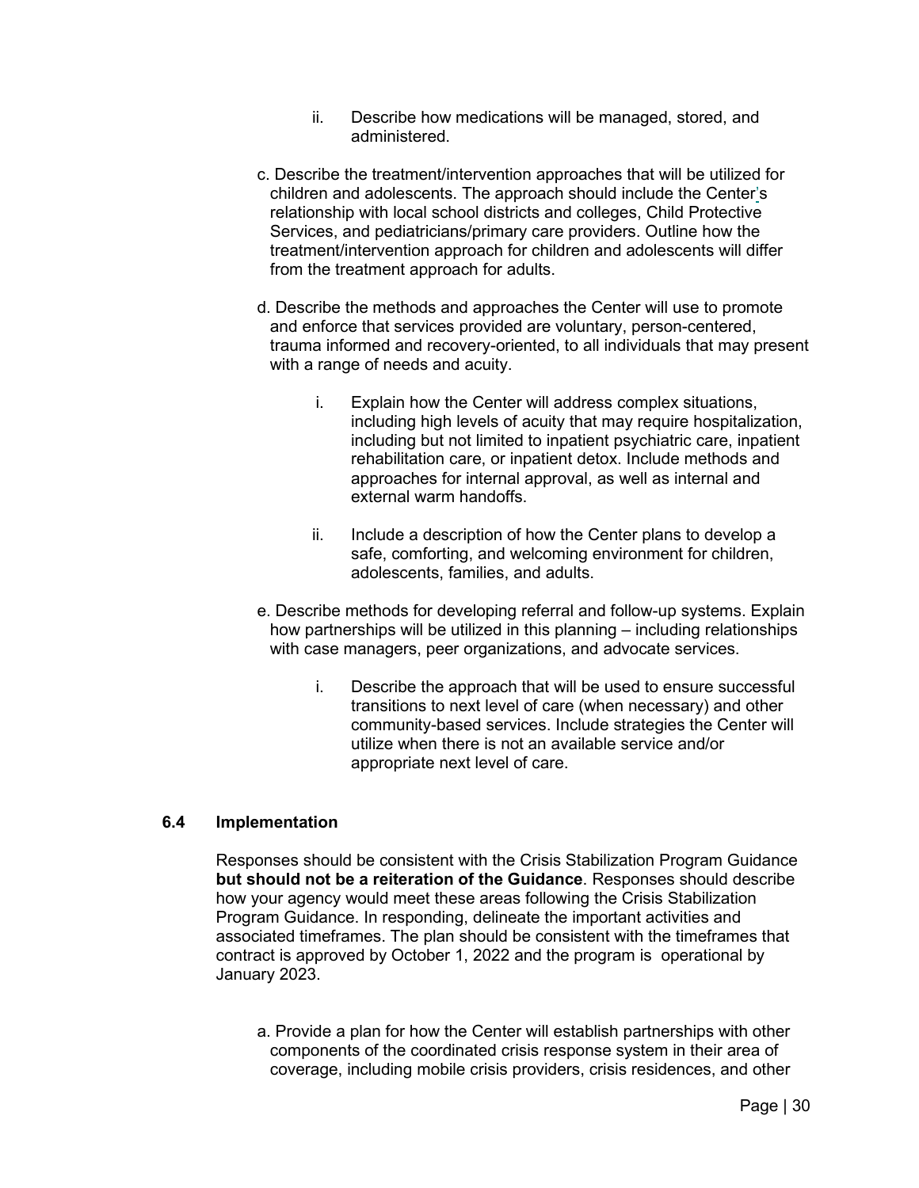ii. Describe how medications will be managed, stored, and administered.

c. Describe the treatment/intervention approaches that will be utilized for children and adolescents. The approach should include the Center's relationship with local school districts and colleges, Child Protective Services, and pediatricians/primary care providers. Outline how the treatment/intervention approach for children and adolescents will differ from the treatment approach for adults.

d. Describe the methods and approaches the Center will use to promote and enforce that services provided are voluntary, person-centered, trauma informed and recovery-oriented, to all individuals that may present with a range of needs and acuity.

i. Explain how the Center will address complex situations, including high levels of acuity that may require hospitalization, including but not limited to inpatient psychiatric care, inpatient rehabilitation care, or inpatient detox. Include methods and approaches for internal approval, as well as internal and external warm handoffs.

ii. Include a description of how the Center plans to develop a safe, comforting, and welcoming environment for children, adolescents, families, and adults.

e. Describe methods for developing referral and follow-up systems. Explain how partnerships will be utilized in this planning – including relationships with case managers, peer organizations, and advocate services.

i. Describe the approach that will be used to ensure successful transitions to next level of care (when necessary) and other community-based services. Include strategies the Center will utilize when there is not an available service and/or appropriate next level of care.

### 6.4 Implementation

Responses should be consistent with the Crisis Stabilization Program Guidance **but should not be a reiteration of the Guidance**. Responses should describe how your agency would meet these areas following the Crisis Stabilization Program Guidance. In responding, delineate the important activities and associated timeframes. The plan should be consistent with the timeframes that contract is approved by October 1, 2022 and the program is operational by January 2023.

a. Provide a plan for how the Center will establish partnerships with other components of the coordinated crisis response system in their area of coverage, including mobile crisis providers, crisis residences, and other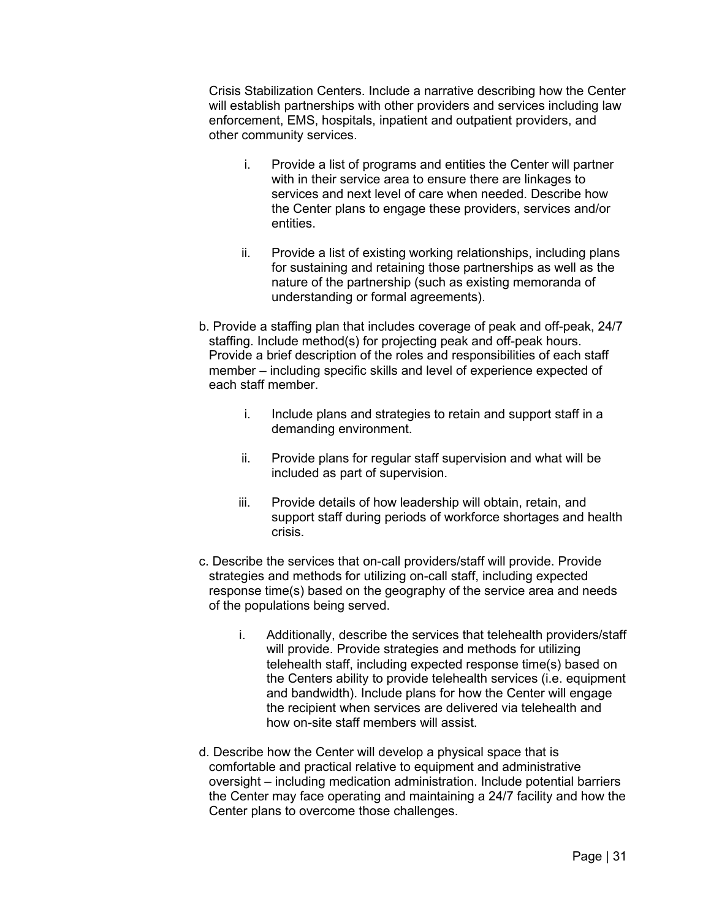Crisis Stabilization Centers. Include a narrative describing how the Center will establish partnerships with other providers and services including law enforcement, EMS, hospitals, inpatient and outpatient providers, and other community services.

i. Provide a list of programs and entities the Center will partner with in their service area to ensure there are linkages to services and next level of care when needed. Describe how the Center plans to engage these providers, services and/or entities.

ii. Provide a list of existing working relationships, including plans for sustaining and retaining those partnerships as well as the nature of the partnership (such as existing memoranda of understanding or formal agreements).

b. Provide a staffing plan that includes coverage of peak and off-peak, 24/7 staffing. Include method(s) for projecting peak and off-peak hours. Provide a brief description of the roles and responsibilities of each staff member – including specific skills and level of experience expected of each staff member.

i. Include plans and strategies to retain and support staff in a demanding environment.

ii. Provide plans for regular staff supervision and what will be included as part of supervision.

iii. Provide details of how leadership will obtain, retain, and support staff during periods of workforce shortages and health crisis.

c. Describe the services that on-call providers/staff will provide. Provide strategies and methods for utilizing on-call staff, including expected response time(s) based on the geography of the service area and needs of the populations being served.

i. Additionally, describe the services that telehealth providers/staff will provide. Provide strategies and methods for utilizing telehealth staff, including expected response time(s) based on the Centers ability to provide telehealth services (i.e. equipment and bandwidth). Include plans for how the Center will engage the recipient when services are delivered via telehealth and how on-site staff members will assist.

d. Describe how the Center will develop a physical space that is comfortable and practical relative to equipment and administrative oversight – including medication administration. Include potential barriers the Center may face operating and maintaining a 24/7 facility and how the Center plans to overcome those challenges.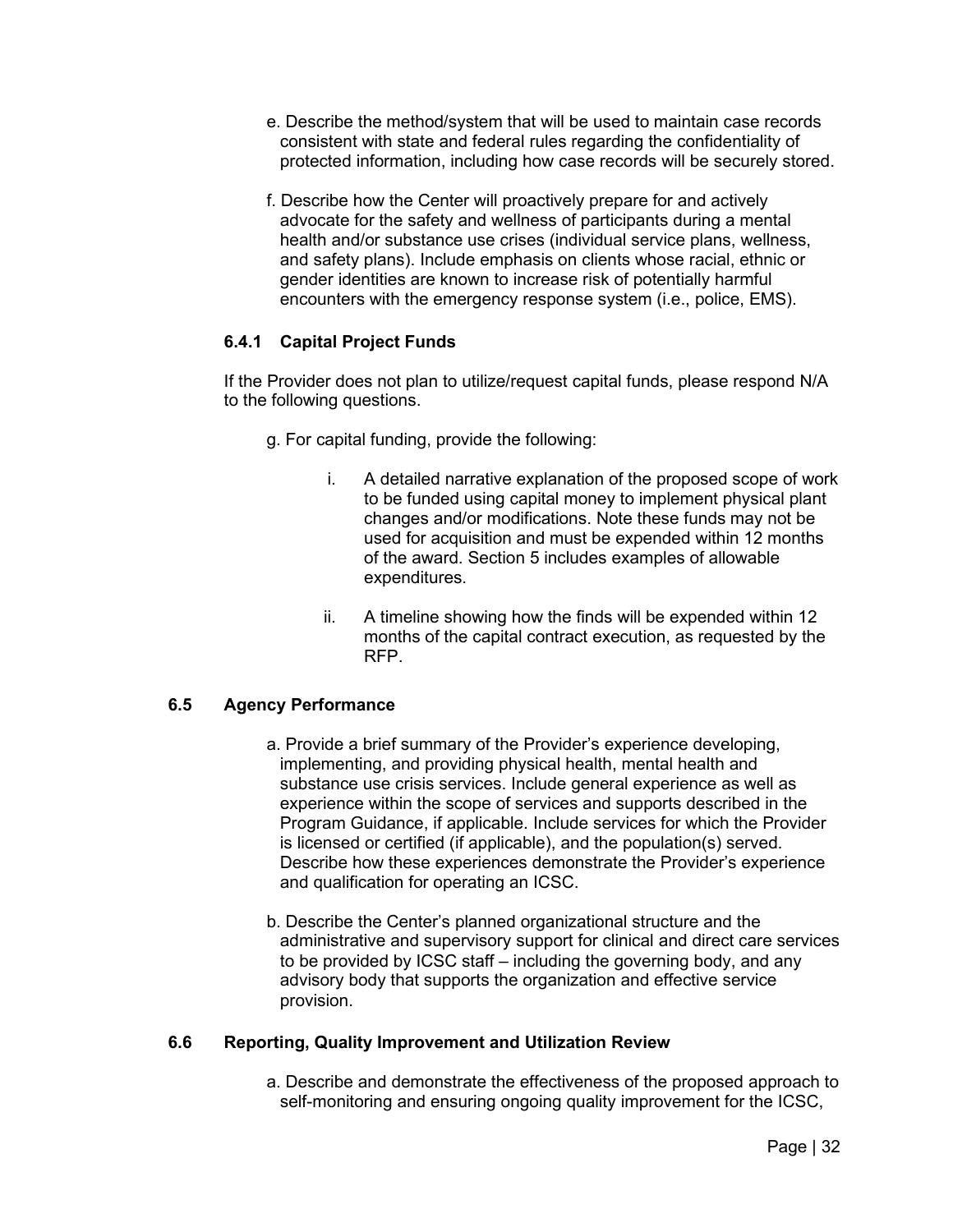e. Describe the method/system that will be used to maintain case records consistent with state and federal rules regarding the confidentiality of protected information, including how case records will be securely stored.

f. Describe how the Center will proactively prepare for and actively advocate for the safety and wellness of participants during a mental health and/or substance use crises (individual service plans, wellness, and safety plans). Include emphasis on clients whose racial, ethnic or gender identities are known to increase risk of potentially harmful encounters with the emergency response system (i.e., police, EMS).

### 6.4.1 Capital Project Funds

If the Provider does not plan to utilize/request capital funds, please respond N/A to the following questions.

g. For capital funding, provide the following:

   i. A detailed narrative explanation of the proposed scope of work to be funded using capital money to implement physical plant changes and/or modifications. Note these funds may not be used for acquisition and must be expended within 12 months of the award. Section 5 includes examples of allowable expenditures.

   ii. A timeline showing how the finds will be expended within 12 months of the capital contract execution, as requested by the RFP.

## 6.5 Agency Performance

a. Provide a brief summary of the Provider's experience developing, implementing, and providing physical health, mental health and substance use crisis services. Include general experience as well as experience within the scope of services and supports described in the Program Guidance, if applicable. Include services for which the Provider is licensed or certified (if applicable), and the population(s) served. Describe how these experiences demonstrate the Provider's experience and qualification for operating an ICSC.

b. Describe the Center's planned organizational structure and the administrative and supervisory support for clinical and direct care services to be provided by ICSC staff – including the governing body, and any advisory body that supports the organization and effective service provision.

## 6.6 Reporting, Quality Improvement and Utilization Review

a. Describe and demonstrate the effectiveness of the proposed approach to self-monitoring and ensuring ongoing quality improvement for the ICSC,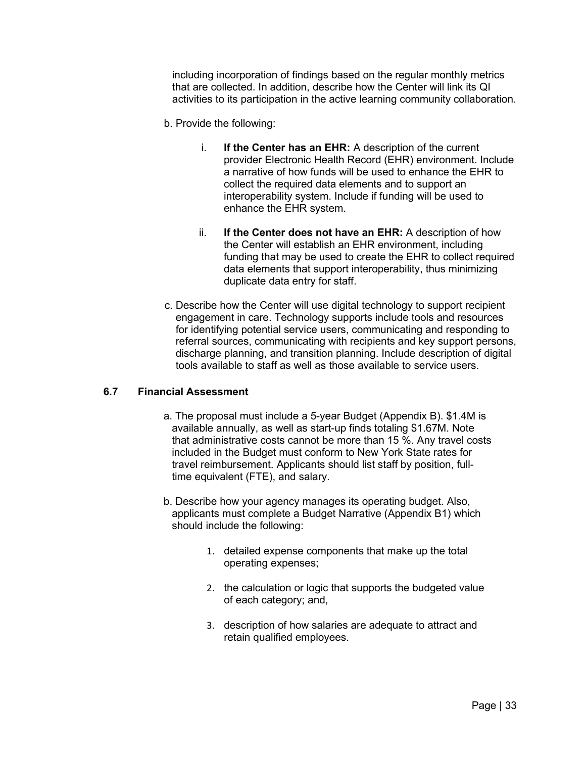including incorporation of findings based on the regular monthly metrics that are collected. In addition, describe how the Center will link its QI activities to its participation in the active learning community collaboration.

b. Provide the following:

   i. **If the Center has an EHR:** A description of the current provider Electronic Health Record (EHR) environment. Include a narrative of how funds will be used to enhance the EHR to collect the required data elements and to support an interoperability system. Include if funding will be used to enhance the EHR system.

   ii. **If the Center does not have an EHR:** A description of how the Center will establish an EHR environment, including funding that may be used to create the EHR to collect required data elements that support interoperability, thus minimizing duplicate data entry for staff.

c. Describe how the Center will use digital technology to support recipient engagement in care. Technology supports include tools and resources for identifying potential service users, communicating and responding to referral sources, communicating with recipients and key support persons, discharge planning, and transition planning. Include description of digital tools available to staff as well as those available to service users.

### 6.7 Financial Assessment

a. The proposal must include a 5-year Budget (Appendix B). $1.4M is available annually, as well as start-up finds totaling $1.67M. Note that administrative costs cannot be more than 15 %. Any travel costs included in the Budget must conform to New York State rates for travel reimbursement. Applicants should list staff by position, full-time equivalent (FTE), and salary.

b. Describe how your agency manages its operating budget. Also, applicants must complete a Budget Narrative (Appendix B1) which should include the following:

   1. detailed expense components that make up the total operating expenses;

   2. the calculation or logic that supports the budgeted value of each category; and,

   3. description of how salaries are adequate to attract and retain qualified employees.